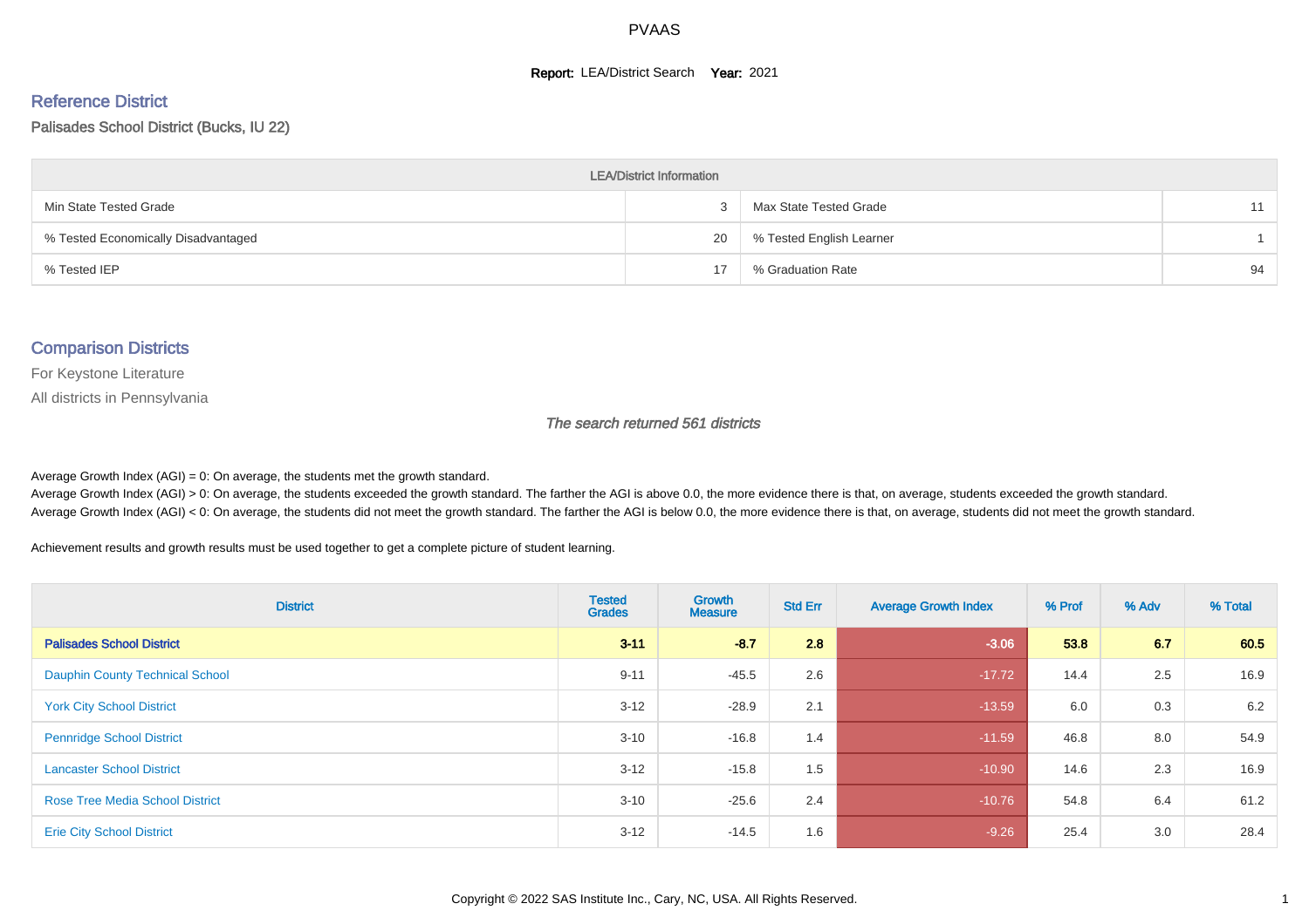# PVAAS

**Report:** LEA/District Search **Year:** 2021

## Reference District

Palisades School District (Bucks, IU 22)

| LEA/District Information | | | |
|---|---|---|---|
| Min State Tested Grade | 3 | Max State Tested Grade | 11 |
| % Tested Economically Disadvantaged | 20 | % Tested English Learner | 1 |
| % Tested IEP | 17 | % Graduation Rate | 94 |

## Comparison Districts

For Keystone Literature

All districts in Pennsylvania

*The search returned 561 districts*

Average Growth Index (AGI) = 0: On average, the students met the growth standard.

Average Growth Index (AGI) > 0: On average, the students exceeded the growth standard. The farther the AGI is above 0.0, the more evidence there is that, on average, students exceeded the growth standard.

Average Growth Index (AGI) < 0: On average, the students did not meet the growth standard. The farther the AGI is below 0.0, the more evidence there is that, on average, students did not meet the growth standard.

Achievement results and growth results must be used together to get a complete picture of student learning.

| District | Tested Grades | Growth Measure | Std Err | Average Growth Index | % Prof | % Adv | % Total |
|---|---|---|---|---|---|---|---|
| **Palisades School District** | **3-11** | **-8.7** | **2.8** | **-3.06** | **53.8** | **6.7** | **60.5** |
| Dauphin County Technical School | 9-11 | -45.5 | 2.6 | -17.72 | 14.4 | 2.5 | 16.9 |
| York City School District | 3-12 | -28.9 | 2.1 | -13.59 | 6.0 | 0.3 | 6.2 |
| Pennridge School District | 3-10 | -16.8 | 1.4 | -11.59 | 46.8 | 8.0 | 54.9 |
| Lancaster School District | 3-12 | -15.8 | 1.5 | -10.90 | 14.6 | 2.3 | 16.9 |
| Rose Tree Media School District | 3-10 | -25.6 | 2.4 | -10.76 | 54.8 | 6.4 | 61.2 |
| Erie City School District | 3-12 | -14.5 | 1.6 | -9.26 | 25.4 | 3.0 | 28.4 |

Copyright © 2022 SAS Institute Inc., Cary, NC, USA. All Rights Reserved.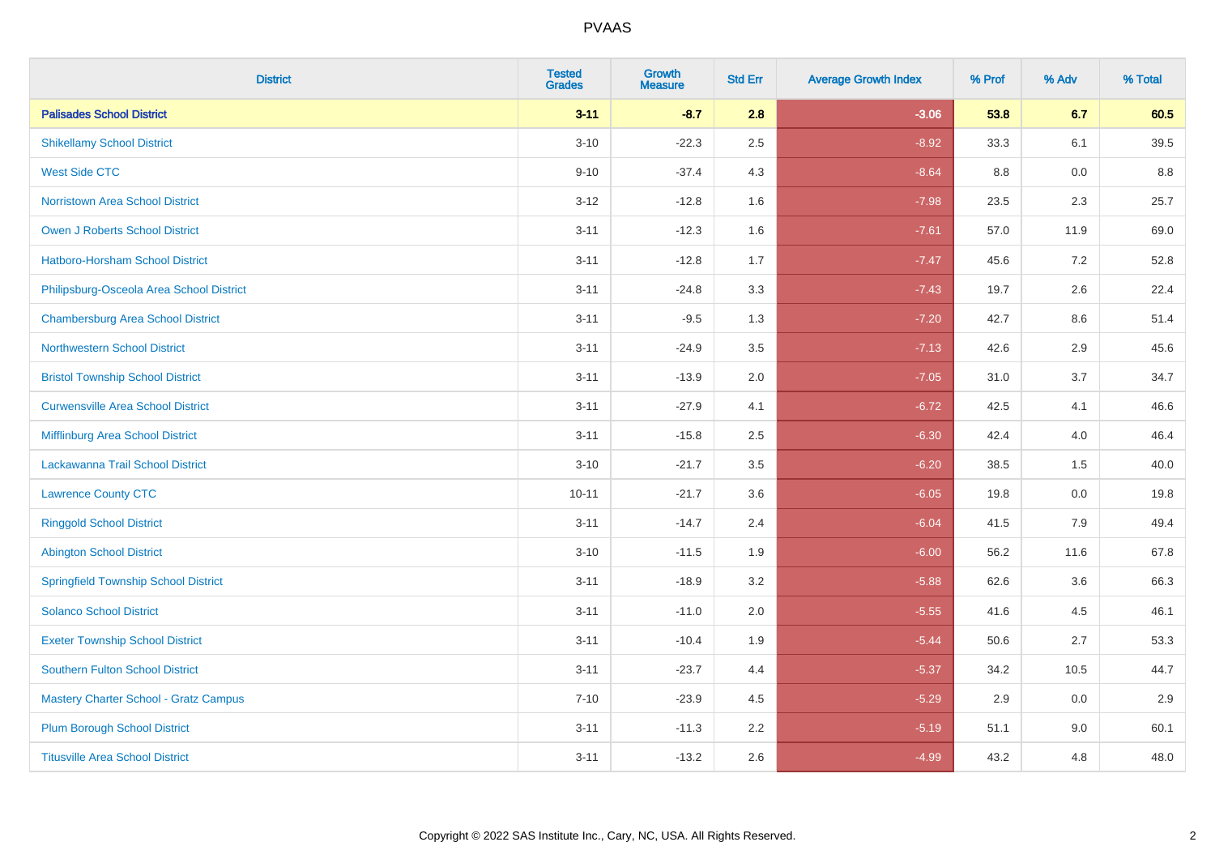# PVAAS

| District | Tested Grades | Growth Measure | Std Err | Average Growth Index | % Prof | % Adv | % Total |
|---|---|---|---|---|---|---|---|
| **Palisades School District** | **3-11** | **-8.7** | **2.8** | **-3.06** | **53.8** | **6.7** | **60.5** |
| Shikellamy School District | 3-10 | -22.3 | 2.5 | -8.92 | 33.3 | 6.1 | 39.5 |
| West Side CTC | 9-10 | -37.4 | 4.3 | -8.64 | 8.8 | 0.0 | 8.8 |
| Norristown Area School District | 3-12 | -12.8 | 1.6 | -7.98 | 23.5 | 2.3 | 25.7 |
| Owen J Roberts School District | 3-11 | -12.3 | 1.6 | -7.61 | 57.0 | 11.9 | 69.0 |
| Hatboro-Horsham School District | 3-11 | -12.8 | 1.7 | -7.47 | 45.6 | 7.2 | 52.8 |
| Philipsburg-Osceola Area School District | 3-11 | -24.8 | 3.3 | -7.43 | 19.7 | 2.6 | 22.4 |
| Chambersburg Area School District | 3-11 | -9.5 | 1.3 | -7.20 | 42.7 | 8.6 | 51.4 |
| Northwestern School District | 3-11 | -24.9 | 3.5 | -7.13 | 42.6 | 2.9 | 45.6 |
| Bristol Township School District | 3-11 | -13.9 | 2.0 | -7.05 | 31.0 | 3.7 | 34.7 |
| Curwensville Area School District | 3-11 | -27.9 | 4.1 | -6.72 | 42.5 | 4.1 | 46.6 |
| Mifflinburg Area School District | 3-11 | -15.8 | 2.5 | -6.30 | 42.4 | 4.0 | 46.4 |
| Lackawanna Trail School District | 3-10 | -21.7 | 3.5 | -6.20 | 38.5 | 1.5 | 40.0 |
| Lawrence County CTC | 10-11 | -21.7 | 3.6 | -6.05 | 19.8 | 0.0 | 19.8 |
| Ringgold School District | 3-11 | -14.7 | 2.4 | -6.04 | 41.5 | 7.9 | 49.4 |
| Abington School District | 3-10 | -11.5 | 1.9 | -6.00 | 56.2 | 11.6 | 67.8 |
| Springfield Township School District | 3-11 | -18.9 | 3.2 | -5.88 | 62.6 | 3.6 | 66.3 |
| Solanco School District | 3-11 | -11.0 | 2.0 | -5.55 | 41.6 | 4.5 | 46.1 |
| Exeter Township School District | 3-11 | -10.4 | 1.9 | -5.44 | 50.6 | 2.7 | 53.3 |
| Southern Fulton School District | 3-11 | -23.7 | 4.4 | -5.37 | 34.2 | 10.5 | 44.7 |
| Mastery Charter School - Gratz Campus | 7-10 | -23.9 | 4.5 | -5.29 | 2.9 | 0.0 | 2.9 |
| Plum Borough School District | 3-11 | -11.3 | 2.2 | -5.19 | 51.1 | 9.0 | 60.1 |
| Titusville Area School District | 3-11 | -13.2 | 2.6 | -4.99 | 43.2 | 4.8 | 48.0 |

Copyright © 2022 SAS Institute Inc., Cary, NC, USA. All Rights Reserved.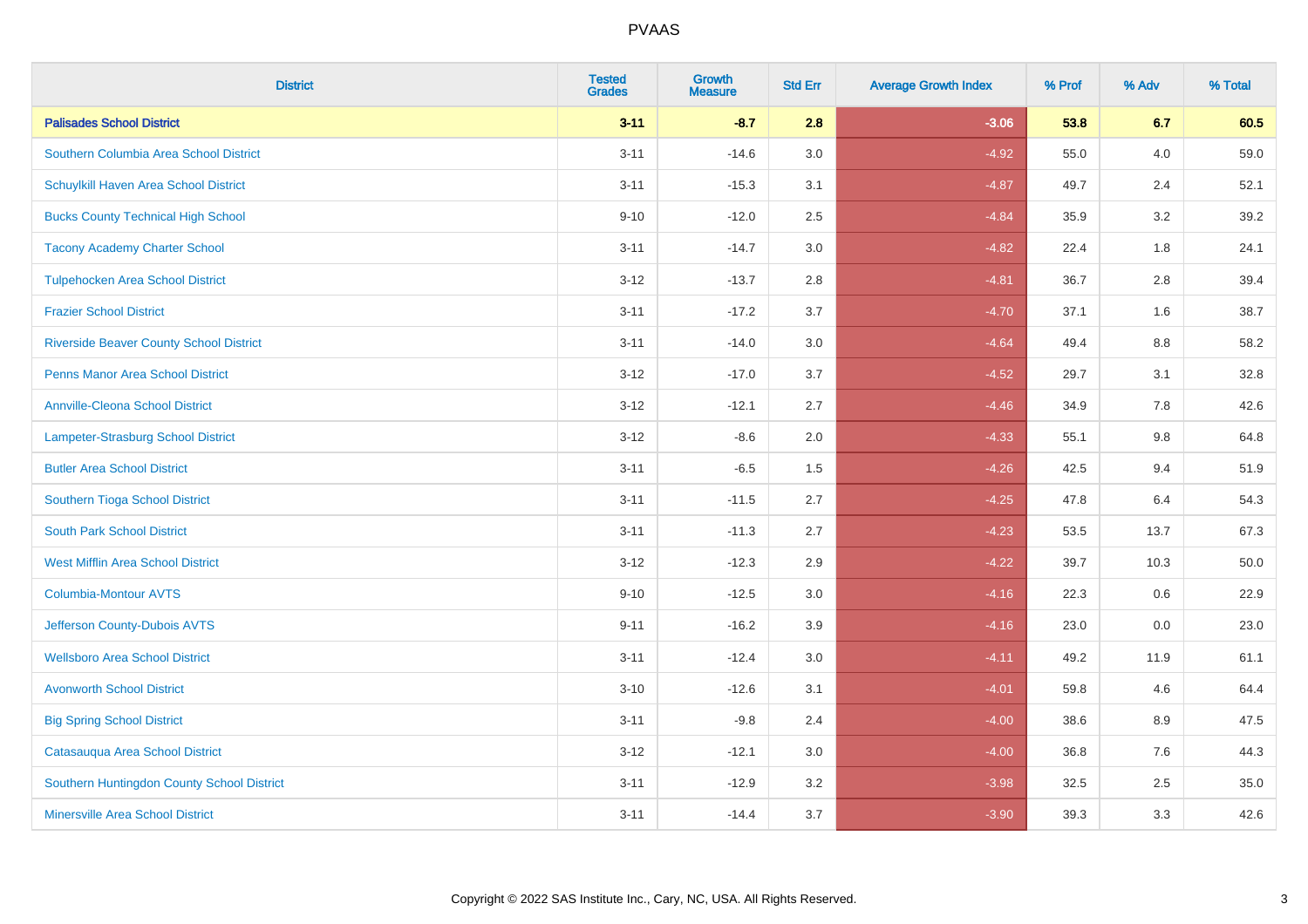# PVAAS

| District | Tested Grades | Growth Measure | Std Err | Average Growth Index | % Prof | % Adv | % Total |
|---|---|---|---|---|---|---|---|
| **Palisades School District** | **3-11** | **-8.7** | **2.8** | **-3.06** | **53.8** | **6.7** | **60.5** |
| Southern Columbia Area School District | 3-11 | -14.6 | 3.0 | -4.92 | 55.0 | 4.0 | 59.0 |
| Schuylkill Haven Area School District | 3-11 | -15.3 | 3.1 | -4.87 | 49.7 | 2.4 | 52.1 |
| Bucks County Technical High School | 9-10 | -12.0 | 2.5 | -4.84 | 35.9 | 3.2 | 39.2 |
| Tacony Academy Charter School | 3-11 | -14.7 | 3.0 | -4.82 | 22.4 | 1.8 | 24.1 |
| Tulpehocken Area School District | 3-12 | -13.7 | 2.8 | -4.81 | 36.7 | 2.8 | 39.4 |
| Frazier School District | 3-11 | -17.2 | 3.7 | -4.70 | 37.1 | 1.6 | 38.7 |
| Riverside Beaver County School District | 3-11 | -14.0 | 3.0 | -4.64 | 49.4 | 8.8 | 58.2 |
| Penns Manor Area School District | 3-12 | -17.0 | 3.7 | -4.52 | 29.7 | 3.1 | 32.8 |
| Annville-Cleona School District | 3-12 | -12.1 | 2.7 | -4.46 | 34.9 | 7.8 | 42.6 |
| Lampeter-Strasburg School District | 3-12 | -8.6 | 2.0 | -4.33 | 55.1 | 9.8 | 64.8 |
| Butler Area School District | 3-11 | -6.5 | 1.5 | -4.26 | 42.5 | 9.4 | 51.9 |
| Southern Tioga School District | 3-11 | -11.5 | 2.7 | -4.25 | 47.8 | 6.4 | 54.3 |
| South Park School District | 3-11 | -11.3 | 2.7 | -4.23 | 53.5 | 13.7 | 67.3 |
| West Mifflin Area School District | 3-12 | -12.3 | 2.9 | -4.22 | 39.7 | 10.3 | 50.0 |
| Columbia-Montour AVTS | 9-10 | -12.5 | 3.0 | -4.16 | 22.3 | 0.6 | 22.9 |
| Jefferson County-Dubois AVTS | 9-11 | -16.2 | 3.9 | -4.16 | 23.0 | 0.0 | 23.0 |
| Wellsboro Area School District | 3-11 | -12.4 | 3.0 | -4.11 | 49.2 | 11.9 | 61.1 |
| Avonworth School District | 3-10 | -12.6 | 3.1 | -4.01 | 59.8 | 4.6 | 64.4 |
| Big Spring School District | 3-11 | -9.8 | 2.4 | -4.00 | 38.6 | 8.9 | 47.5 |
| Catasauqua Area School District | 3-12 | -12.1 | 3.0 | -4.00 | 36.8 | 7.6 | 44.3 |
| Southern Huntingdon County School District | 3-11 | -12.9 | 3.2 | -3.98 | 32.5 | 2.5 | 35.0 |
| Minersville Area School District | 3-11 | -14.4 | 3.7 | -3.90 | 39.3 | 3.3 | 42.6 |

Copyright © 2022 SAS Institute Inc., Cary, NC, USA. All Rights Reserved.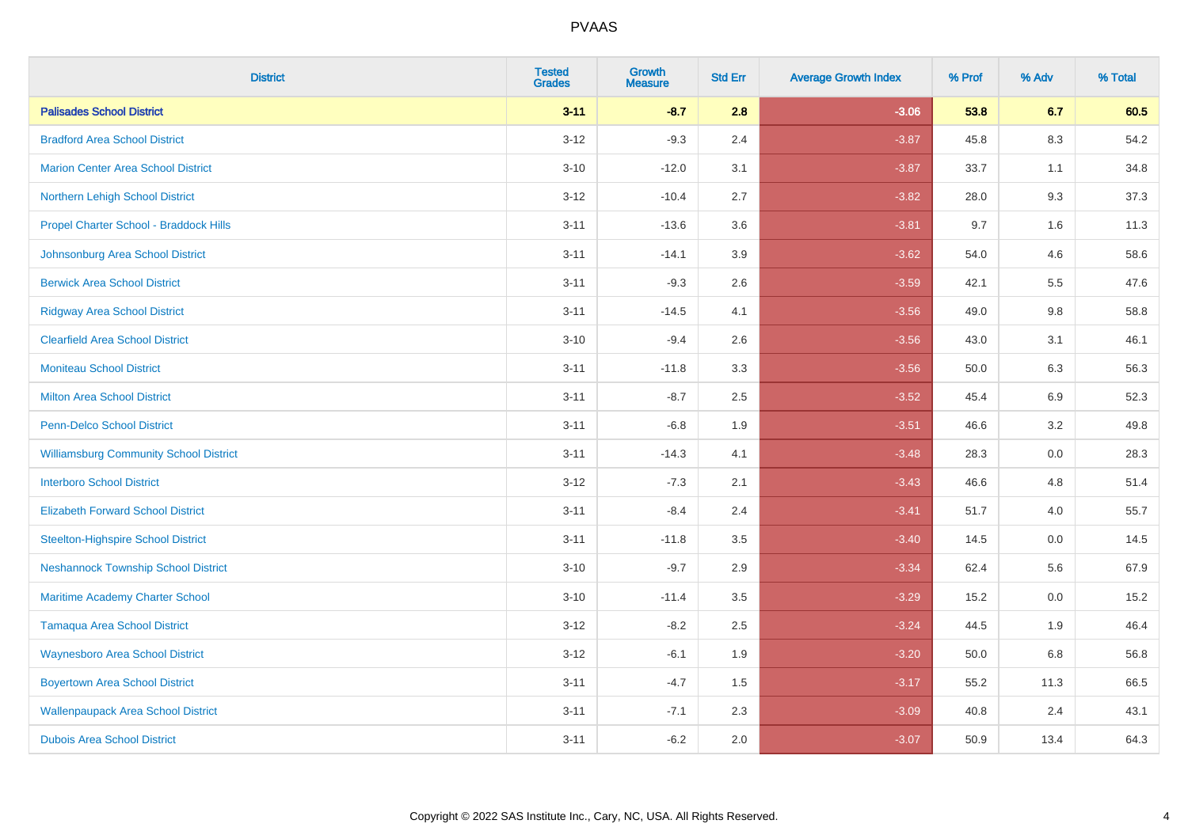# PVAAS

| District | Tested Grades | Growth Measure | Std Err | Average Growth Index | % Prof | % Adv | % Total |
|---|---|---|---|---|---|---|---|
| **Palisades School District** | **3-11** | **-8.7** | **2.8** | **-3.06** | **53.8** | **6.7** | **60.5** |
| Bradford Area School District | 3-12 | -9.3 | 2.4 | -3.87 | 45.8 | 8.3 | 54.2 |
| Marion Center Area School District | 3-10 | -12.0 | 3.1 | -3.87 | 33.7 | 1.1 | 34.8 |
| Northern Lehigh School District | 3-12 | -10.4 | 2.7 | -3.82 | 28.0 | 9.3 | 37.3 |
| Propel Charter School - Braddock Hills | 3-11 | -13.6 | 3.6 | -3.81 | 9.7 | 1.6 | 11.3 |
| Johnsonburg Area School District | 3-11 | -14.1 | 3.9 | -3.62 | 54.0 | 4.6 | 58.6 |
| Berwick Area School District | 3-11 | -9.3 | 2.6 | -3.59 | 42.1 | 5.5 | 47.6 |
| Ridgway Area School District | 3-11 | -14.5 | 4.1 | -3.56 | 49.0 | 9.8 | 58.8 |
| Clearfield Area School District | 3-10 | -9.4 | 2.6 | -3.56 | 43.0 | 3.1 | 46.1 |
| Moniteau School District | 3-11 | -11.8 | 3.3 | -3.56 | 50.0 | 6.3 | 56.3 |
| Milton Area School District | 3-11 | -8.7 | 2.5 | -3.52 | 45.4 | 6.9 | 52.3 |
| Penn-Delco School District | 3-11 | -6.8 | 1.9 | -3.51 | 46.6 | 3.2 | 49.8 |
| Williamsburg Community School District | 3-11 | -14.3 | 4.1 | -3.48 | 28.3 | 0.0 | 28.3 |
| Interboro School District | 3-12 | -7.3 | 2.1 | -3.43 | 46.6 | 4.8 | 51.4 |
| Elizabeth Forward School District | 3-11 | -8.4 | 2.4 | -3.41 | 51.7 | 4.0 | 55.7 |
| Steelton-Highspire School District | 3-11 | -11.8 | 3.5 | -3.40 | 14.5 | 0.0 | 14.5 |
| Neshannock Township School District | 3-10 | -9.7 | 2.9 | -3.34 | 62.4 | 5.6 | 67.9 |
| Maritime Academy Charter School | 3-10 | -11.4 | 3.5 | -3.29 | 15.2 | 0.0 | 15.2 |
| Tamaqua Area School District | 3-12 | -8.2 | 2.5 | -3.24 | 44.5 | 1.9 | 46.4 |
| Waynesboro Area School District | 3-12 | -6.1 | 1.9 | -3.20 | 50.0 | 6.8 | 56.8 |
| Boyertown Area School District | 3-11 | -4.7 | 1.5 | -3.17 | 55.2 | 11.3 | 66.5 |
| Wallenpaupack Area School District | 3-11 | -7.1 | 2.3 | -3.09 | 40.8 | 2.4 | 43.1 |
| Dubois Area School District | 3-11 | -6.2 | 2.0 | -3.07 | 50.9 | 13.4 | 64.3 |

Copyright © 2022 SAS Institute Inc., Cary, NC, USA. All Rights Reserved.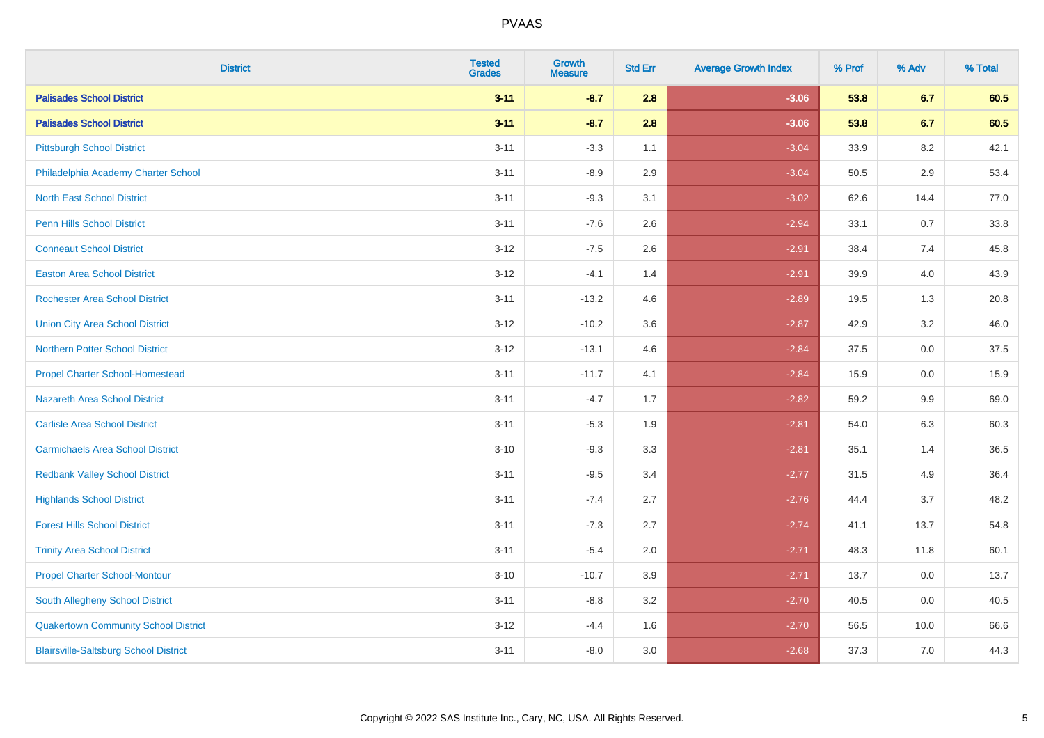# PVAAS

| District | Tested Grades | Growth Measure | Std Err | Average Growth Index | % Prof | % Adv | % Total |
|---|---|---|---|---|---|---|---|
| **Palisades School District** | **3-11** | **-8.7** | **2.8** | **-3.06** | **53.8** | **6.7** | **60.5** |
| **Palisades School District** | **3-11** | **-8.7** | **2.8** | **-3.06** | **53.8** | **6.7** | **60.5** |
| Pittsburgh School District | 3-11 | -3.3 | 1.1 | -3.04 | 33.9 | 8.2 | 42.1 |
| Philadelphia Academy Charter School | 3-11 | -8.9 | 2.9 | -3.04 | 50.5 | 2.9 | 53.4 |
| North East School District | 3-11 | -9.3 | 3.1 | -3.02 | 62.6 | 14.4 | 77.0 |
| Penn Hills School District | 3-11 | -7.6 | 2.6 | -2.94 | 33.1 | 0.7 | 33.8 |
| Conneaut School District | 3-12 | -7.5 | 2.6 | -2.91 | 38.4 | 7.4 | 45.8 |
| Easton Area School District | 3-12 | -4.1 | 1.4 | -2.91 | 39.9 | 4.0 | 43.9 |
| Rochester Area School District | 3-11 | -13.2 | 4.6 | -2.89 | 19.5 | 1.3 | 20.8 |
| Union City Area School District | 3-12 | -10.2 | 3.6 | -2.87 | 42.9 | 3.2 | 46.0 |
| Northern Potter School District | 3-12 | -13.1 | 4.6 | -2.84 | 37.5 | 0.0 | 37.5 |
| Propel Charter School-Homestead | 3-11 | -11.7 | 4.1 | -2.84 | 15.9 | 0.0 | 15.9 |
| Nazareth Area School District | 3-11 | -4.7 | 1.7 | -2.82 | 59.2 | 9.9 | 69.0 |
| Carlisle Area School District | 3-11 | -5.3 | 1.9 | -2.81 | 54.0 | 6.3 | 60.3 |
| Carmichaels Area School District | 3-10 | -9.3 | 3.3 | -2.81 | 35.1 | 1.4 | 36.5 |
| Redbank Valley School District | 3-11 | -9.5 | 3.4 | -2.77 | 31.5 | 4.9 | 36.4 |
| Highlands School District | 3-11 | -7.4 | 2.7 | -2.76 | 44.4 | 3.7 | 48.2 |
| Forest Hills School District | 3-11 | -7.3 | 2.7 | -2.74 | 41.1 | 13.7 | 54.8 |
| Trinity Area School District | 3-11 | -5.4 | 2.0 | -2.71 | 48.3 | 11.8 | 60.1 |
| Propel Charter School-Montour | 3-10 | -10.7 | 3.9 | -2.71 | 13.7 | 0.0 | 13.7 |
| South Allegheny School District | 3-11 | -8.8 | 3.2 | -2.70 | 40.5 | 0.0 | 40.5 |
| Quakertown Community School District | 3-12 | -4.4 | 1.6 | -2.70 | 56.5 | 10.0 | 66.6 |
| Blairsville-Saltsburg School District | 3-11 | -8.0 | 3.0 | -2.68 | 37.3 | 7.0 | 44.3 |

Copyright © 2022 SAS Institute Inc., Cary, NC, USA. All Rights Reserved.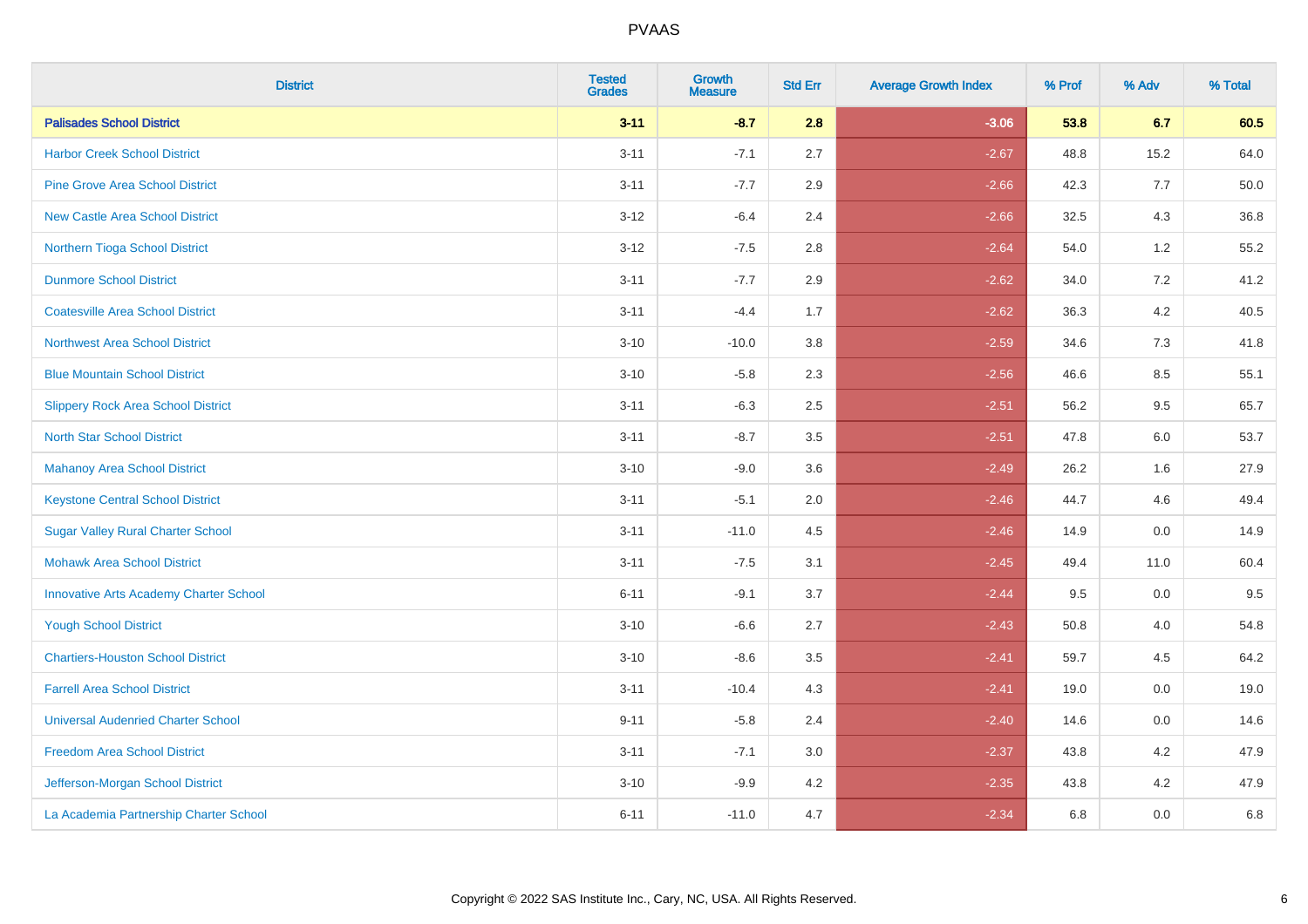# PVAAS

| District | Tested Grades | Growth Measure | Std Err | Average Growth Index | % Prof | % Adv | % Total |
|---|---|---|---|---|---|---|---|
| **Palisades School District** | **3-11** | **-8.7** | **2.8** | **-3.06** | **53.8** | **6.7** | **60.5** |
| Harbor Creek School District | 3-11 | -7.1 | 2.7 | -2.67 | 48.8 | 15.2 | 64.0 |
| Pine Grove Area School District | 3-11 | -7.7 | 2.9 | -2.66 | 42.3 | 7.7 | 50.0 |
| New Castle Area School District | 3-12 | -6.4 | 2.4 | -2.66 | 32.5 | 4.3 | 36.8 |
| Northern Tioga School District | 3-12 | -7.5 | 2.8 | -2.64 | 54.0 | 1.2 | 55.2 |
| Dunmore School District | 3-11 | -7.7 | 2.9 | -2.62 | 34.0 | 7.2 | 41.2 |
| Coatesville Area School District | 3-11 | -4.4 | 1.7 | -2.62 | 36.3 | 4.2 | 40.5 |
| Northwest Area School District | 3-10 | -10.0 | 3.8 | -2.59 | 34.6 | 7.3 | 41.8 |
| Blue Mountain School District | 3-10 | -5.8 | 2.3 | -2.56 | 46.6 | 8.5 | 55.1 |
| Slippery Rock Area School District | 3-11 | -6.3 | 2.5 | -2.51 | 56.2 | 9.5 | 65.7 |
| North Star School District | 3-11 | -8.7 | 3.5 | -2.51 | 47.8 | 6.0 | 53.7 |
| Mahanoy Area School District | 3-10 | -9.0 | 3.6 | -2.49 | 26.2 | 1.6 | 27.9 |
| Keystone Central School District | 3-11 | -5.1 | 2.0 | -2.46 | 44.7 | 4.6 | 49.4 |
| Sugar Valley Rural Charter School | 3-11 | -11.0 | 4.5 | -2.46 | 14.9 | 0.0 | 14.9 |
| Mohawk Area School District | 3-11 | -7.5 | 3.1 | -2.45 | 49.4 | 11.0 | 60.4 |
| Innovative Arts Academy Charter School | 6-11 | -9.1 | 3.7 | -2.44 | 9.5 | 0.0 | 9.5 |
| Yough School District | 3-10 | -6.6 | 2.7 | -2.43 | 50.8 | 4.0 | 54.8 |
| Chartiers-Houston School District | 3-10 | -8.6 | 3.5 | -2.41 | 59.7 | 4.5 | 64.2 |
| Farrell Area School District | 3-11 | -10.4 | 4.3 | -2.41 | 19.0 | 0.0 | 19.0 |
| Universal Audenried Charter School | 9-11 | -5.8 | 2.4 | -2.40 | 14.6 | 0.0 | 14.6 |
| Freedom Area School District | 3-11 | -7.1 | 3.0 | -2.37 | 43.8 | 4.2 | 47.9 |
| Jefferson-Morgan School District | 3-10 | -9.9 | 4.2 | -2.35 | 43.8 | 4.2 | 47.9 |
| La Academia Partnership Charter School | 6-11 | -11.0 | 4.7 | -2.34 | 6.8 | 0.0 | 6.8 |

Copyright © 2022 SAS Institute Inc., Cary, NC, USA. All Rights Reserved.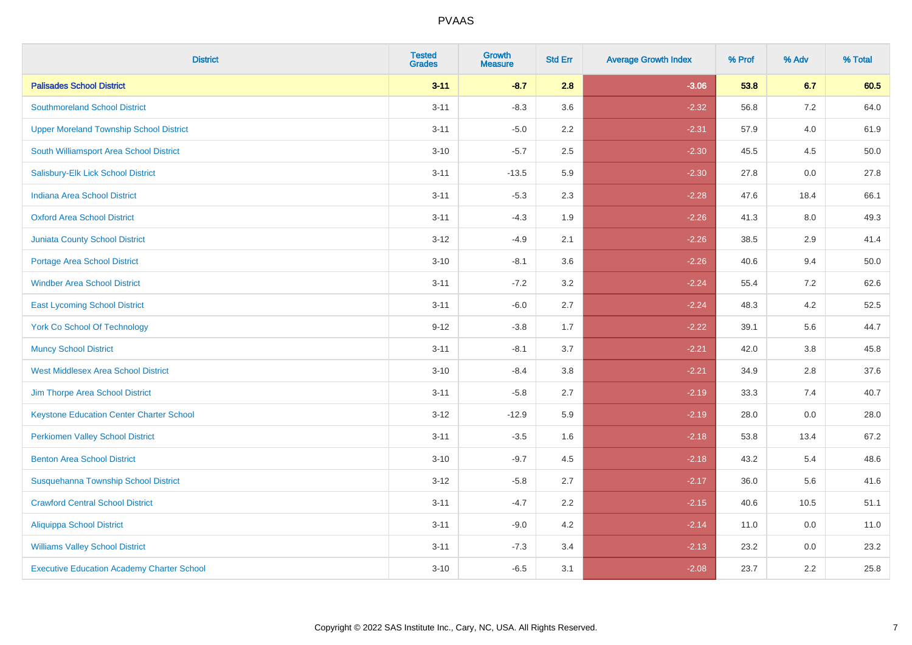| District | Tested Grades | Growth Measure | Std Err | Average Growth Index | % Prof | % Adv | % Total |
|---|---|---|---|---|---|---|---|
| **Palisades School District** | **3-11** | **-8.7** | **2.8** | **-3.06** | **53.8** | **6.7** | **60.5** |
| Southmoreland School District | 3-11 | -8.3 | 3.6 | -2.32 | 56.8 | 7.2 | 64.0 |
| Upper Moreland Township School District | 3-11 | -5.0 | 2.2 | -2.31 | 57.9 | 4.0 | 61.9 |
| South Williamsport Area School District | 3-10 | -5.7 | 2.5 | -2.30 | 45.5 | 4.5 | 50.0 |
| Salisbury-Elk Lick School District | 3-11 | -13.5 | 5.9 | -2.30 | 27.8 | 0.0 | 27.8 |
| Indiana Area School District | 3-11 | -5.3 | 2.3 | -2.28 | 47.6 | 18.4 | 66.1 |
| Oxford Area School District | 3-11 | -4.3 | 1.9 | -2.26 | 41.3 | 8.0 | 49.3 |
| Juniata County School District | 3-12 | -4.9 | 2.1 | -2.26 | 38.5 | 2.9 | 41.4 |
| Portage Area School District | 3-10 | -8.1 | 3.6 | -2.26 | 40.6 | 9.4 | 50.0 |
| Windber Area School District | 3-11 | -7.2 | 3.2 | -2.24 | 55.4 | 7.2 | 62.6 |
| East Lycoming School District | 3-11 | -6.0 | 2.7 | -2.24 | 48.3 | 4.2 | 52.5 |
| York Co School Of Technology | 9-12 | -3.8 | 1.7 | -2.22 | 39.1 | 5.6 | 44.7 |
| Muncy School District | 3-11 | -8.1 | 3.7 | -2.21 | 42.0 | 3.8 | 45.8 |
| West Middlesex Area School District | 3-10 | -8.4 | 3.8 | -2.21 | 34.9 | 2.8 | 37.6 |
| Jim Thorpe Area School District | 3-11 | -5.8 | 2.7 | -2.19 | 33.3 | 7.4 | 40.7 |
| Keystone Education Center Charter School | 3-12 | -12.9 | 5.9 | -2.19 | 28.0 | 0.0 | 28.0 |
| Perkiomen Valley School District | 3-11 | -3.5 | 1.6 | -2.18 | 53.8 | 13.4 | 67.2 |
| Benton Area School District | 3-10 | -9.7 | 4.5 | -2.18 | 43.2 | 5.4 | 48.6 |
| Susquehanna Township School District | 3-12 | -5.8 | 2.7 | -2.17 | 36.0 | 5.6 | 41.6 |
| Crawford Central School District | 3-11 | -4.7 | 2.2 | -2.15 | 40.6 | 10.5 | 51.1 |
| Aliquippa School District | 3-11 | -9.0 | 4.2 | -2.14 | 11.0 | 0.0 | 11.0 |
| Williams Valley School District | 3-11 | -7.3 | 3.4 | -2.13 | 23.2 | 0.0 | 23.2 |
| Executive Education Academy Charter School | 3-10 | -6.5 | 3.1 | -2.08 | 23.7 | 2.2 | 25.8 |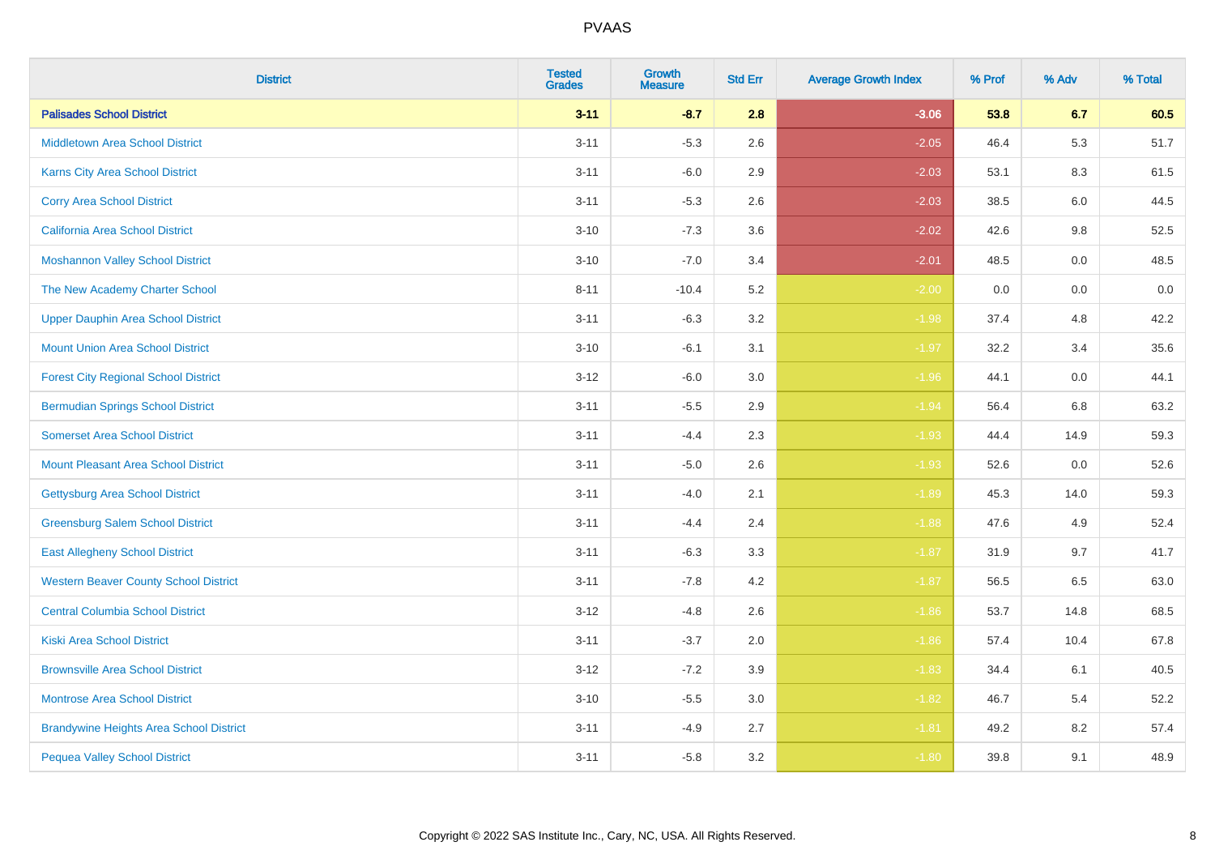| District | Tested Grades | Growth Measure | Std Err | Average Growth Index | % Prof | % Adv | % Total |
|---|---|---|---|---|---|---|---|
| **Palisades School District** | **3-11** | **-8.7** | **2.8** | **-3.06** | **53.8** | **6.7** | **60.5** |
| Middletown Area School District | 3-11 | -5.3 | 2.6 | -2.05 | 46.4 | 5.3 | 51.7 |
| Karns City Area School District | 3-11 | -6.0 | 2.9 | -2.03 | 53.1 | 8.3 | 61.5 |
| Corry Area School District | 3-11 | -5.3 | 2.6 | -2.03 | 38.5 | 6.0 | 44.5 |
| California Area School District | 3-10 | -7.3 | 3.6 | -2.02 | 42.6 | 9.8 | 52.5 |
| Moshannon Valley School District | 3-10 | -7.0 | 3.4 | -2.01 | 48.5 | 0.0 | 48.5 |
| The New Academy Charter School | 8-11 | -10.4 | 5.2 | -2.00 | 0.0 | 0.0 | 0.0 |
| Upper Dauphin Area School District | 3-11 | -6.3 | 3.2 | -1.98 | 37.4 | 4.8 | 42.2 |
| Mount Union Area School District | 3-10 | -6.1 | 3.1 | -1.97 | 32.2 | 3.4 | 35.6 |
| Forest City Regional School District | 3-12 | -6.0 | 3.0 | -1.96 | 44.1 | 0.0 | 44.1 |
| Bermudian Springs School District | 3-11 | -5.5 | 2.9 | -1.94 | 56.4 | 6.8 | 63.2 |
| Somerset Area School District | 3-11 | -4.4 | 2.3 | -1.93 | 44.4 | 14.9 | 59.3 |
| Mount Pleasant Area School District | 3-11 | -5.0 | 2.6 | -1.93 | 52.6 | 0.0 | 52.6 |
| Gettysburg Area School District | 3-11 | -4.0 | 2.1 | -1.89 | 45.3 | 14.0 | 59.3 |
| Greensburg Salem School District | 3-11 | -4.4 | 2.4 | -1.88 | 47.6 | 4.9 | 52.4 |
| East Allegheny School District | 3-11 | -6.3 | 3.3 | -1.87 | 31.9 | 9.7 | 41.7 |
| Western Beaver County School District | 3-11 | -7.8 | 4.2 | -1.87 | 56.5 | 6.5 | 63.0 |
| Central Columbia School District | 3-12 | -4.8 | 2.6 | -1.86 | 53.7 | 14.8 | 68.5 |
| Kiski Area School District | 3-11 | -3.7 | 2.0 | -1.86 | 57.4 | 10.4 | 67.8 |
| Brownsville Area School District | 3-12 | -7.2 | 3.9 | -1.83 | 34.4 | 6.1 | 40.5 |
| Montrose Area School District | 3-10 | -5.5 | 3.0 | -1.82 | 46.7 | 5.4 | 52.2 |
| Brandywine Heights Area School District | 3-11 | -4.9 | 2.7 | -1.81 | 49.2 | 8.2 | 57.4 |
| Pequea Valley School District | 3-11 | -5.8 | 3.2 | -1.80 | 39.8 | 9.1 | 48.9 |

Copyright © 2022 SAS Institute Inc., Cary, NC, USA. All Rights Reserved.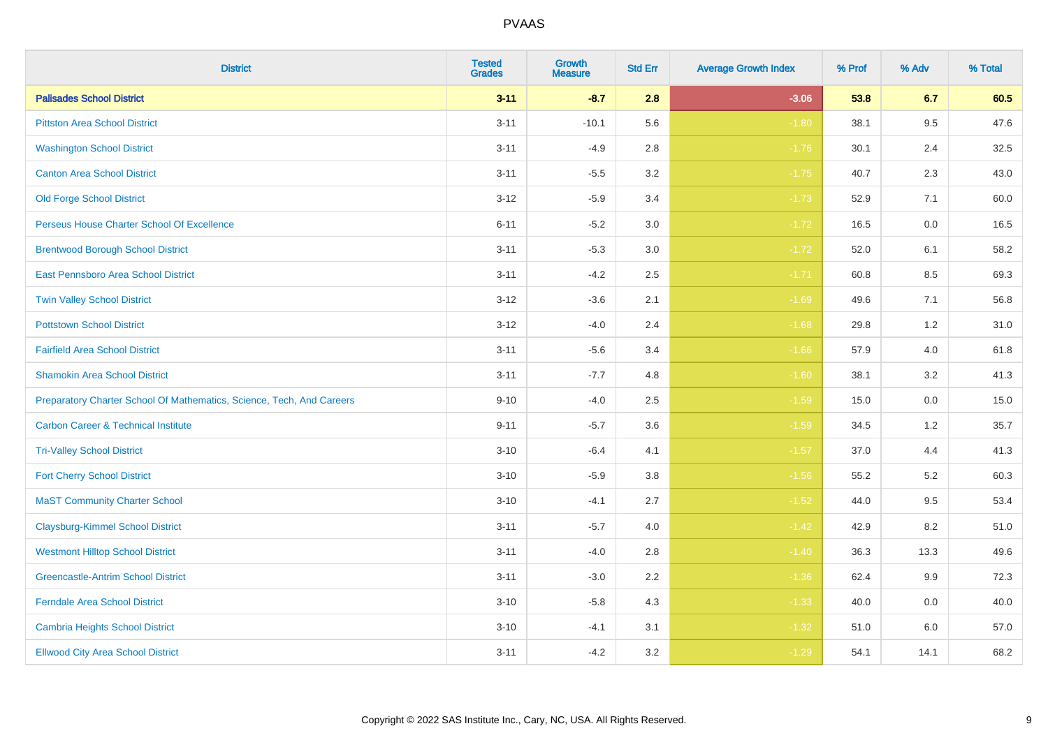# PVAAS

| District | Tested Grades | Growth Measure | Std Err | Average Growth Index | % Prof | % Adv | % Total |
|---|---|---|---|---|---|---|---|
| **Palisades School District** | **3-11** | **-8.7** | **2.8** | **-3.06** | **53.8** | **6.7** | **60.5** |
| Pittston Area School District | 3-11 | -10.1 | 5.6 | -1.80 | 38.1 | 9.5 | 47.6 |
| Washington School District | 3-11 | -4.9 | 2.8 | -1.76 | 30.1 | 2.4 | 32.5 |
| Canton Area School District | 3-11 | -5.5 | 3.2 | -1.75 | 40.7 | 2.3 | 43.0 |
| Old Forge School District | 3-12 | -5.9 | 3.4 | -1.73 | 52.9 | 7.1 | 60.0 |
| Perseus House Charter School Of Excellence | 6-11 | -5.2 | 3.0 | -1.72 | 16.5 | 0.0 | 16.5 |
| Brentwood Borough School District | 3-11 | -5.3 | 3.0 | -1.72 | 52.0 | 6.1 | 58.2 |
| East Pennsboro Area School District | 3-11 | -4.2 | 2.5 | -1.71 | 60.8 | 8.5 | 69.3 |
| Twin Valley School District | 3-12 | -3.6 | 2.1 | -1.69 | 49.6 | 7.1 | 56.8 |
| Pottstown School District | 3-12 | -4.0 | 2.4 | -1.68 | 29.8 | 1.2 | 31.0 |
| Fairfield Area School District | 3-11 | -5.6 | 3.4 | -1.66 | 57.9 | 4.0 | 61.8 |
| Shamokin Area School District | 3-11 | -7.7 | 4.8 | -1.60 | 38.1 | 3.2 | 41.3 |
| Preparatory Charter School Of Mathematics, Science, Tech, And Careers | 9-10 | -4.0 | 2.5 | -1.59 | 15.0 | 0.0 | 15.0 |
| Carbon Career & Technical Institute | 9-11 | -5.7 | 3.6 | -1.59 | 34.5 | 1.2 | 35.7 |
| Tri-Valley School District | 3-10 | -6.4 | 4.1 | -1.57 | 37.0 | 4.4 | 41.3 |
| Fort Cherry School District | 3-10 | -5.9 | 3.8 | -1.56 | 55.2 | 5.2 | 60.3 |
| MaST Community Charter School | 3-10 | -4.1 | 2.7 | -1.52 | 44.0 | 9.5 | 53.4 |
| Claysburg-Kimmel School District | 3-11 | -5.7 | 4.0 | -1.42 | 42.9 | 8.2 | 51.0 |
| Westmont Hilltop School District | 3-11 | -4.0 | 2.8 | -1.40 | 36.3 | 13.3 | 49.6 |
| Greencastle-Antrim School District | 3-11 | -3.0 | 2.2 | -1.36 | 62.4 | 9.9 | 72.3 |
| Ferndale Area School District | 3-10 | -5.8 | 4.3 | -1.33 | 40.0 | 0.0 | 40.0 |
| Cambria Heights School District | 3-10 | -4.1 | 3.1 | -1.32 | 51.0 | 6.0 | 57.0 |
| Ellwood City Area School District | 3-11 | -4.2 | 3.2 | -1.29 | 54.1 | 14.1 | 68.2 |

Copyright © 2022 SAS Institute Inc., Cary, NC, USA. All Rights Reserved.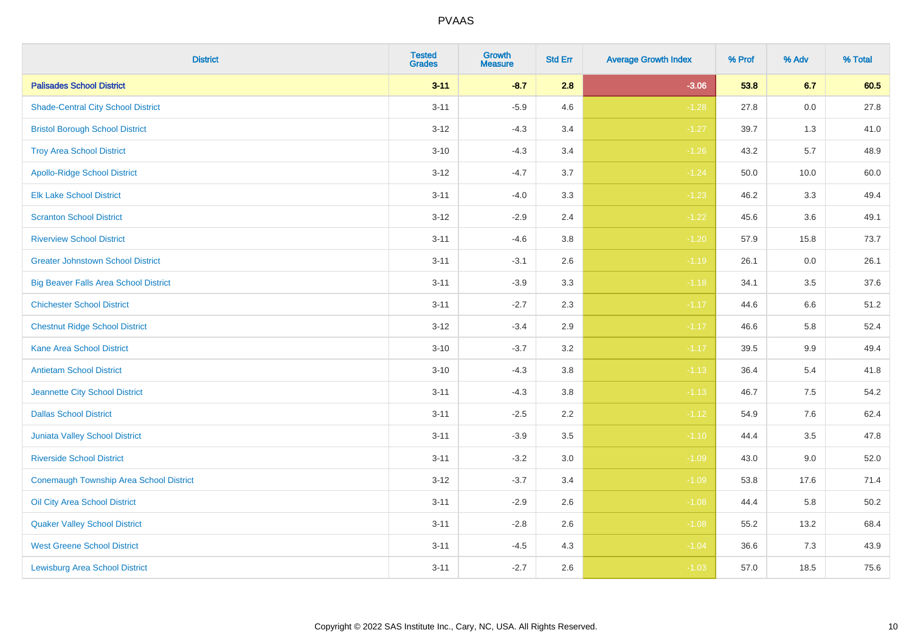| District | Tested Grades | Growth Measure | Std Err | Average Growth Index | % Prof | % Adv | % Total |
|---|---|---|---|---|---|---|---|
| **Palisades School District** | **3-11** | **-8.7** | **2.8** | **-3.06** | **53.8** | **6.7** | **60.5** |
| Shade-Central City School District | 3-11 | -5.9 | 4.6 | -1.28 | 27.8 | 0.0 | 27.8 |
| Bristol Borough School District | 3-12 | -4.3 | 3.4 | -1.27 | 39.7 | 1.3 | 41.0 |
| Troy Area School District | 3-10 | -4.3 | 3.4 | -1.26 | 43.2 | 5.7 | 48.9 |
| Apollo-Ridge School District | 3-12 | -4.7 | 3.7 | -1.24 | 50.0 | 10.0 | 60.0 |
| Elk Lake School District | 3-11 | -4.0 | 3.3 | -1.23 | 46.2 | 3.3 | 49.4 |
| Scranton School District | 3-12 | -2.9 | 2.4 | -1.22 | 45.6 | 3.6 | 49.1 |
| Riverview School District | 3-11 | -4.6 | 3.8 | -1.20 | 57.9 | 15.8 | 73.7 |
| Greater Johnstown School District | 3-11 | -3.1 | 2.6 | -1.19 | 26.1 | 0.0 | 26.1 |
| Big Beaver Falls Area School District | 3-11 | -3.9 | 3.3 | -1.18 | 34.1 | 3.5 | 37.6 |
| Chichester School District | 3-11 | -2.7 | 2.3 | -1.17 | 44.6 | 6.6 | 51.2 |
| Chestnut Ridge School District | 3-12 | -3.4 | 2.9 | -1.17 | 46.6 | 5.8 | 52.4 |
| Kane Area School District | 3-10 | -3.7 | 3.2 | -1.17 | 39.5 | 9.9 | 49.4 |
| Antietam School District | 3-10 | -4.3 | 3.8 | -1.13 | 36.4 | 5.4 | 41.8 |
| Jeannette City School District | 3-11 | -4.3 | 3.8 | -1.13 | 46.7 | 7.5 | 54.2 |
| Dallas School District | 3-11 | -2.5 | 2.2 | -1.12 | 54.9 | 7.6 | 62.4 |
| Juniata Valley School District | 3-11 | -3.9 | 3.5 | -1.10 | 44.4 | 3.5 | 47.8 |
| Riverside School District | 3-11 | -3.2 | 3.0 | -1.09 | 43.0 | 9.0 | 52.0 |
| Conemaugh Township Area School District | 3-12 | -3.7 | 3.4 | -1.09 | 53.8 | 17.6 | 71.4 |
| Oil City Area School District | 3-11 | -2.9 | 2.6 | -1.08 | 44.4 | 5.8 | 50.2 |
| Quaker Valley School District | 3-11 | -2.8 | 2.6 | -1.08 | 55.2 | 13.2 | 68.4 |
| West Greene School District | 3-11 | -4.5 | 4.3 | -1.04 | 36.6 | 7.3 | 43.9 |
| Lewisburg Area School District | 3-11 | -2.7 | 2.6 | -1.03 | 57.0 | 18.5 | 75.6 |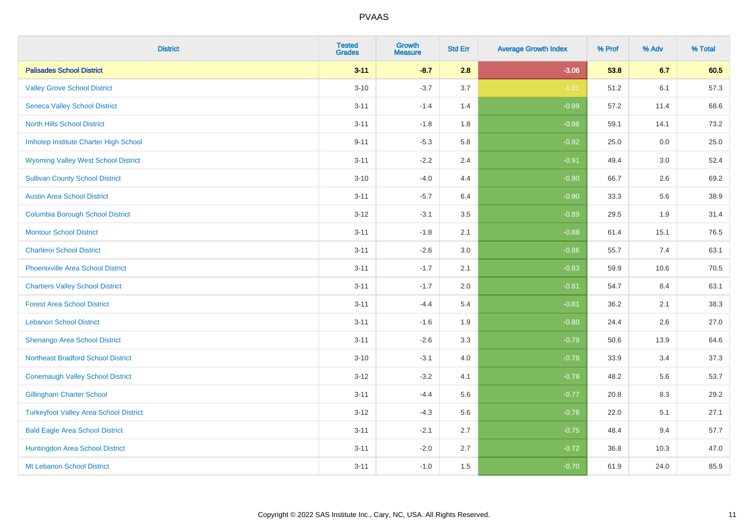PVAAS

| District | Tested Grades | Growth Measure | Std Err | Average Growth Index | % Prof | % Adv | % Total |
|---|---|---|---|---|---|---|---|
| **Palisades School District** | **3-11** | **-8.7** | **2.8** | **-3.06** | **53.8** | **6.7** | **60.5** |
| Valley Grove School District | 3-10 | -3.7 | 3.7 | -1.01 | 51.2 | 6.1 | 57.3 |
| Seneca Valley School District | 3-11 | -1.4 | 1.4 | -0.99 | 57.2 | 11.4 | 68.6 |
| North Hills School District | 3-11 | -1.8 | 1.8 | -0.96 | 59.1 | 14.1 | 73.2 |
| Imhotep Institute Charter High School | 9-11 | -5.3 | 5.8 | -0.92 | 25.0 | 0.0 | 25.0 |
| Wyoming Valley West School District | 3-11 | -2.2 | 2.4 | -0.91 | 49.4 | 3.0 | 52.4 |
| Sullivan County School District | 3-10 | -4.0 | 4.4 | -0.90 | 66.7 | 2.6 | 69.2 |
| Austin Area School District | 3-11 | -5.7 | 6.4 | -0.90 | 33.3 | 5.6 | 38.9 |
| Columbia Borough School District | 3-12 | -3.1 | 3.5 | -0.89 | 29.5 | 1.9 | 31.4 |
| Montour School District | 3-11 | -1.8 | 2.1 | -0.88 | 61.4 | 15.1 | 76.5 |
| Charleroi School District | 3-11 | -2.6 | 3.0 | -0.86 | 55.7 | 7.4 | 63.1 |
| Phoenixville Area School District | 3-11 | -1.7 | 2.1 | -0.83 | 59.9 | 10.6 | 70.5 |
| Chartiers Valley School District | 3-11 | -1.7 | 2.0 | -0.81 | 54.7 | 8.4 | 63.1 |
| Forest Area School District | 3-11 | -4.4 | 5.4 | -0.81 | 36.2 | 2.1 | 38.3 |
| Lebanon School District | 3-11 | -1.6 | 1.9 | -0.80 | 24.4 | 2.6 | 27.0 |
| Shenango Area School District | 3-11 | -2.6 | 3.3 | -0.79 | 50.6 | 13.9 | 64.6 |
| Northeast Bradford School District | 3-10 | -3.1 | 4.0 | -0.78 | 33.9 | 3.4 | 37.3 |
| Conemaugh Valley School District | 3-12 | -3.2 | 4.1 | -0.78 | 48.2 | 5.6 | 53.7 |
| Gillingham Charter School | 3-11 | -4.4 | 5.6 | -0.77 | 20.8 | 8.3 | 29.2 |
| Turkeyfoot Valley Area School District | 3-12 | -4.3 | 5.6 | -0.76 | 22.0 | 5.1 | 27.1 |
| Bald Eagle Area School District | 3-11 | -2.1 | 2.7 | -0.75 | 48.4 | 9.4 | 57.7 |
| Huntingdon Area School District | 3-11 | -2.0 | 2.7 | -0.72 | 36.8 | 10.3 | 47.0 |
| Mt Lebanon School District | 3-11 | -1.0 | 1.5 | -0.70 | 61.9 | 24.0 | 85.9 |

Copyright © 2022 SAS Institute Inc., Cary, NC, USA. All Rights Reserved.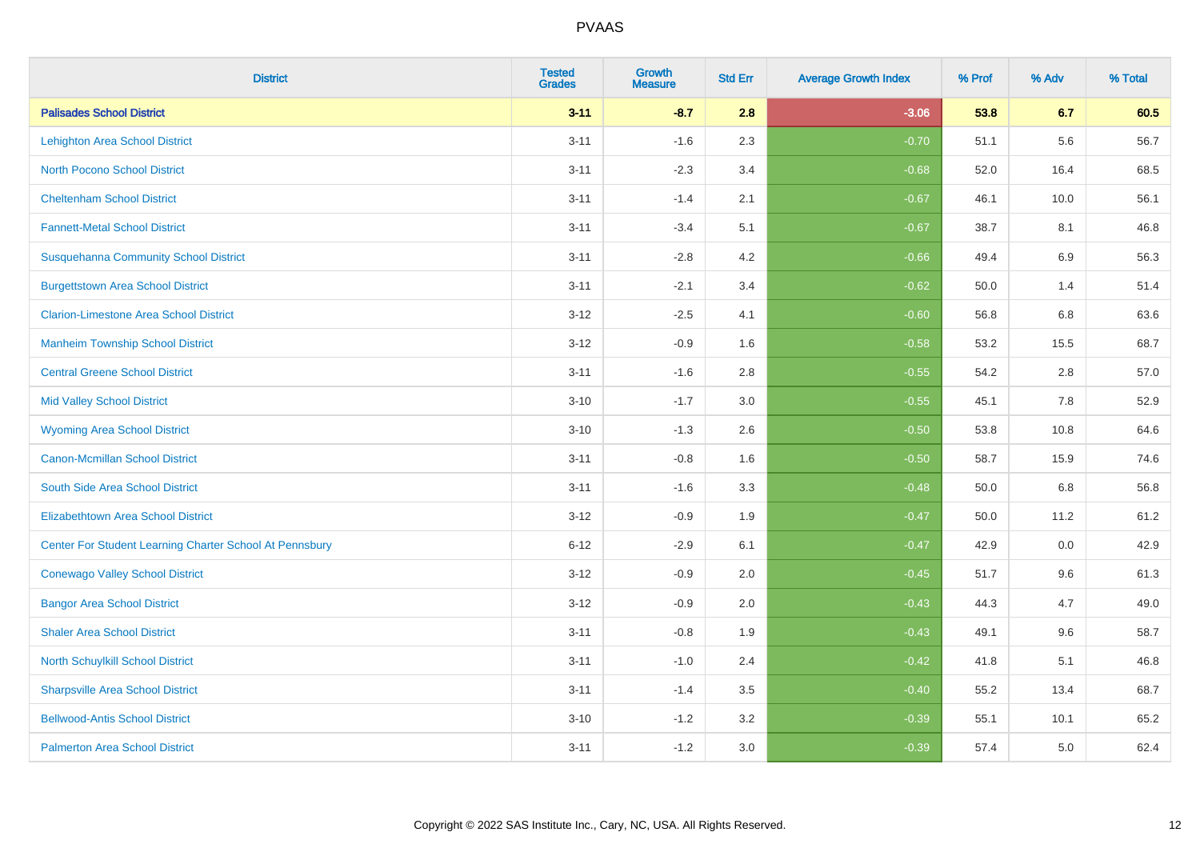PVAAS

| District | Tested Grades | Growth Measure | Std Err | Average Growth Index | % Prof | % Adv | % Total |
|---|---|---|---|---|---|---|---|
| **Palisades School District** | **3-11** | **-8.7** | **2.8** | **-3.06** | **53.8** | **6.7** | **60.5** |
| Lehighton Area School District | 3-11 | -1.6 | 2.3 | -0.70 | 51.1 | 5.6 | 56.7 |
| North Pocono School District | 3-11 | -2.3 | 3.4 | -0.68 | 52.0 | 16.4 | 68.5 |
| Cheltenham School District | 3-11 | -1.4 | 2.1 | -0.67 | 46.1 | 10.0 | 56.1 |
| Fannett-Metal School District | 3-11 | -3.4 | 5.1 | -0.67 | 38.7 | 8.1 | 46.8 |
| Susquehanna Community School District | 3-11 | -2.8 | 4.2 | -0.66 | 49.4 | 6.9 | 56.3 |
| Burgettstown Area School District | 3-11 | -2.1 | 3.4 | -0.62 | 50.0 | 1.4 | 51.4 |
| Clarion-Limestone Area School District | 3-12 | -2.5 | 4.1 | -0.60 | 56.8 | 6.8 | 63.6 |
| Manheim Township School District | 3-12 | -0.9 | 1.6 | -0.58 | 53.2 | 15.5 | 68.7 |
| Central Greene School District | 3-11 | -1.6 | 2.8 | -0.55 | 54.2 | 2.8 | 57.0 |
| Mid Valley School District | 3-10 | -1.7 | 3.0 | -0.55 | 45.1 | 7.8 | 52.9 |
| Wyoming Area School District | 3-10 | -1.3 | 2.6 | -0.50 | 53.8 | 10.8 | 64.6 |
| Canon-Mcmillan School District | 3-11 | -0.8 | 1.6 | -0.50 | 58.7 | 15.9 | 74.6 |
| South Side Area School District | 3-11 | -1.6 | 3.3 | -0.48 | 50.0 | 6.8 | 56.8 |
| Elizabethtown Area School District | 3-12 | -0.9 | 1.9 | -0.47 | 50.0 | 11.2 | 61.2 |
| Center For Student Learning Charter School At Pennsbury | 6-12 | -2.9 | 6.1 | -0.47 | 42.9 | 0.0 | 42.9 |
| Conewago Valley School District | 3-12 | -0.9 | 2.0 | -0.45 | 51.7 | 9.6 | 61.3 |
| Bangor Area School District | 3-12 | -0.9 | 2.0 | -0.43 | 44.3 | 4.7 | 49.0 |
| Shaler Area School District | 3-11 | -0.8 | 1.9 | -0.43 | 49.1 | 9.6 | 58.7 |
| North Schuylkill School District | 3-11 | -1.0 | 2.4 | -0.42 | 41.8 | 5.1 | 46.8 |
| Sharpsville Area School District | 3-11 | -1.4 | 3.5 | -0.40 | 55.2 | 13.4 | 68.7 |
| Bellwood-Antis School District | 3-10 | -1.2 | 3.2 | -0.39 | 55.1 | 10.1 | 65.2 |
| Palmerton Area School District | 3-11 | -1.2 | 3.0 | -0.39 | 57.4 | 5.0 | 62.4 |

Copyright © 2022 SAS Institute Inc., Cary, NC, USA. All Rights Reserved.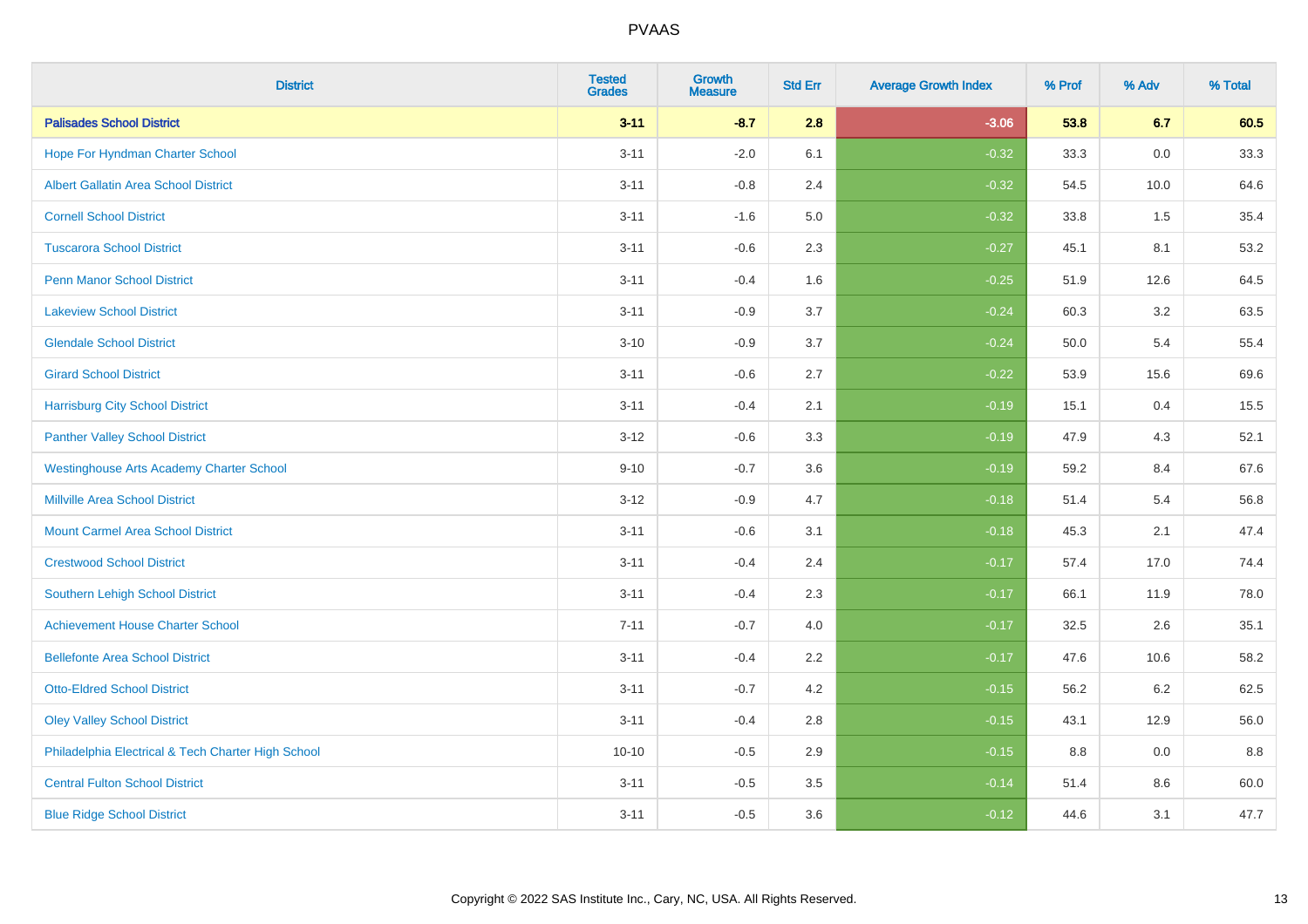| District | Tested Grades | Growth Measure | Std Err | Average Growth Index | % Prof | % Adv | % Total |
|---|---|---|---|---|---|---|---|
| **Palisades School District** | **3-11** | **-8.7** | **2.8** | **-3.06** | **53.8** | **6.7** | **60.5** |
| Hope For Hyndman Charter School | 3-11 | -2.0 | 6.1 | -0.32 | 33.3 | 0.0 | 33.3 |
| Albert Gallatin Area School District | 3-11 | -0.8 | 2.4 | -0.32 | 54.5 | 10.0 | 64.6 |
| Cornell School District | 3-11 | -1.6 | 5.0 | -0.32 | 33.8 | 1.5 | 35.4 |
| Tuscarora School District | 3-11 | -0.6 | 2.3 | -0.27 | 45.1 | 8.1 | 53.2 |
| Penn Manor School District | 3-11 | -0.4 | 1.6 | -0.25 | 51.9 | 12.6 | 64.5 |
| Lakeview School District | 3-11 | -0.9 | 3.7 | -0.24 | 60.3 | 3.2 | 63.5 |
| Glendale School District | 3-10 | -0.9 | 3.7 | -0.24 | 50.0 | 5.4 | 55.4 |
| Girard School District | 3-11 | -0.6 | 2.7 | -0.22 | 53.9 | 15.6 | 69.6 |
| Harrisburg City School District | 3-11 | -0.4 | 2.1 | -0.19 | 15.1 | 0.4 | 15.5 |
| Panther Valley School District | 3-12 | -0.6 | 3.3 | -0.19 | 47.9 | 4.3 | 52.1 |
| Westinghouse Arts Academy Charter School | 9-10 | -0.7 | 3.6 | -0.19 | 59.2 | 8.4 | 67.6 |
| Millville Area School District | 3-12 | -0.9 | 4.7 | -0.18 | 51.4 | 5.4 | 56.8 |
| Mount Carmel Area School District | 3-11 | -0.6 | 3.1 | -0.18 | 45.3 | 2.1 | 47.4 |
| Crestwood School District | 3-11 | -0.4 | 2.4 | -0.17 | 57.4 | 17.0 | 74.4 |
| Southern Lehigh School District | 3-11 | -0.4 | 2.3 | -0.17 | 66.1 | 11.9 | 78.0 |
| Achievement House Charter School | 7-11 | -0.7 | 4.0 | -0.17 | 32.5 | 2.6 | 35.1 |
| Bellefonte Area School District | 3-11 | -0.4 | 2.2 | -0.17 | 47.6 | 10.6 | 58.2 |
| Otto-Eldred School District | 3-11 | -0.7 | 4.2 | -0.15 | 56.2 | 6.2 | 62.5 |
| Oley Valley School District | 3-11 | -0.4 | 2.8 | -0.15 | 43.1 | 12.9 | 56.0 |
| Philadelphia Electrical & Tech Charter High School | 10-10 | -0.5 | 2.9 | -0.15 | 8.8 | 0.0 | 8.8 |
| Central Fulton School District | 3-11 | -0.5 | 3.5 | -0.14 | 51.4 | 8.6 | 60.0 |
| Blue Ridge School District | 3-11 | -0.5 | 3.6 | -0.12 | 44.6 | 3.1 | 47.7 |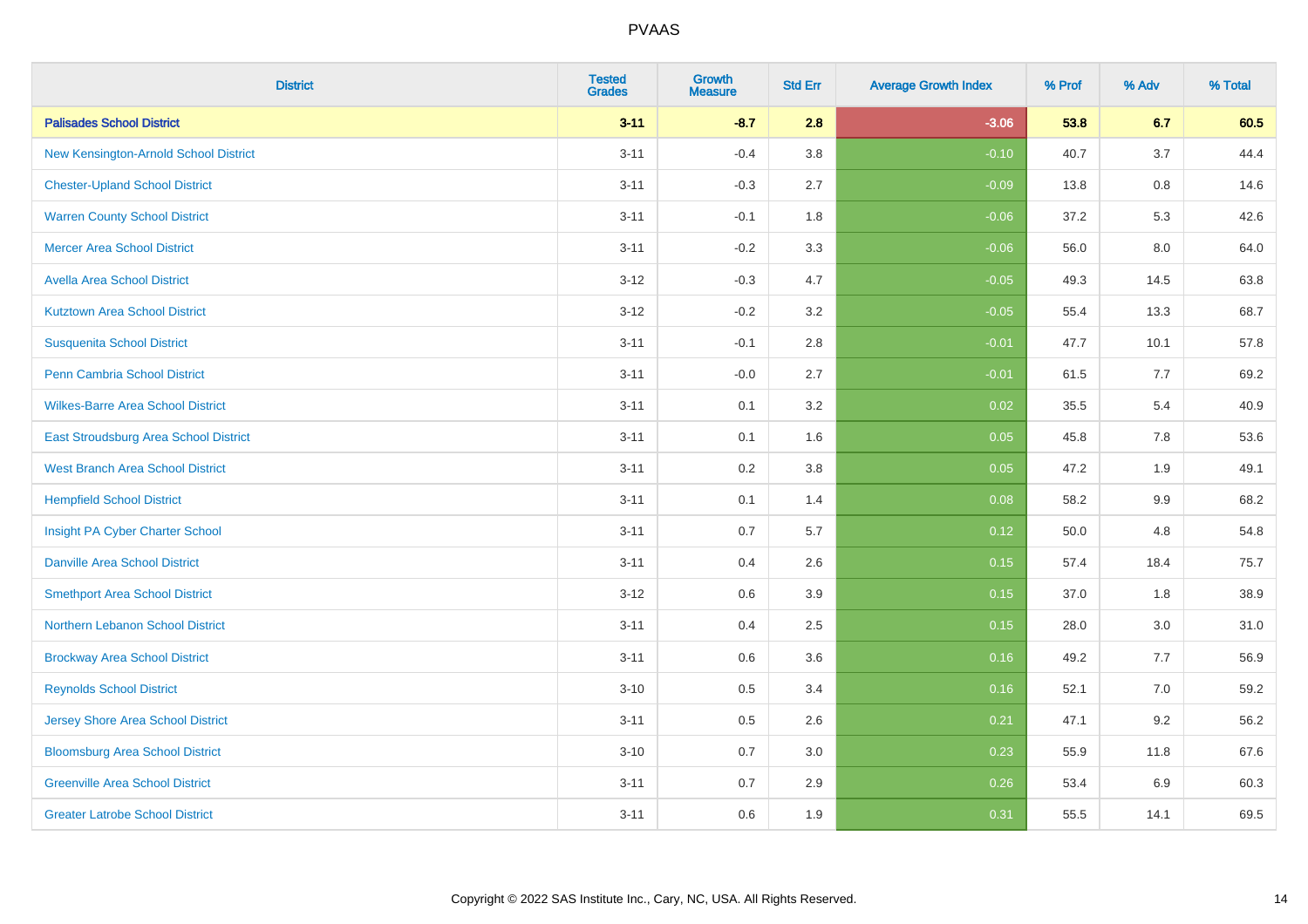| District | Tested Grades | Growth Measure | Std Err | Average Growth Index | % Prof | % Adv | % Total |
|---|---|---|---|---|---|---|---|
| **Palisades School District** | **3-11** | **-8.7** | **2.8** | **-3.06** | **53.8** | **6.7** | **60.5** |
| New Kensington-Arnold School District | 3-11 | -0.4 | 3.8 | -0.10 | 40.7 | 3.7 | 44.4 |
| Chester-Upland School District | 3-11 | -0.3 | 2.7 | -0.09 | 13.8 | 0.8 | 14.6 |
| Warren County School District | 3-11 | -0.1 | 1.8 | -0.06 | 37.2 | 5.3 | 42.6 |
| Mercer Area School District | 3-11 | -0.2 | 3.3 | -0.06 | 56.0 | 8.0 | 64.0 |
| Avella Area School District | 3-12 | -0.3 | 4.7 | -0.05 | 49.3 | 14.5 | 63.8 |
| Kutztown Area School District | 3-12 | -0.2 | 3.2 | -0.05 | 55.4 | 13.3 | 68.7 |
| Susquenita School District | 3-11 | -0.1 | 2.8 | -0.01 | 47.7 | 10.1 | 57.8 |
| Penn Cambria School District | 3-11 | -0.0 | 2.7 | -0.01 | 61.5 | 7.7 | 69.2 |
| Wilkes-Barre Area School District | 3-11 | 0.1 | 3.2 | 0.02 | 35.5 | 5.4 | 40.9 |
| East Stroudsburg Area School District | 3-11 | 0.1 | 1.6 | 0.05 | 45.8 | 7.8 | 53.6 |
| West Branch Area School District | 3-11 | 0.2 | 3.8 | 0.05 | 47.2 | 1.9 | 49.1 |
| Hempfield School District | 3-11 | 0.1 | 1.4 | 0.08 | 58.2 | 9.9 | 68.2 |
| Insight PA Cyber Charter School | 3-11 | 0.7 | 5.7 | 0.12 | 50.0 | 4.8 | 54.8 |
| Danville Area School District | 3-11 | 0.4 | 2.6 | 0.15 | 57.4 | 18.4 | 75.7 |
| Smethport Area School District | 3-12 | 0.6 | 3.9 | 0.15 | 37.0 | 1.8 | 38.9 |
| Northern Lebanon School District | 3-11 | 0.4 | 2.5 | 0.15 | 28.0 | 3.0 | 31.0 |
| Brockway Area School District | 3-11 | 0.6 | 3.6 | 0.16 | 49.2 | 7.7 | 56.9 |
| Reynolds School District | 3-10 | 0.5 | 3.4 | 0.16 | 52.1 | 7.0 | 59.2 |
| Jersey Shore Area School District | 3-11 | 0.5 | 2.6 | 0.21 | 47.1 | 9.2 | 56.2 |
| Bloomsburg Area School District | 3-10 | 0.7 | 3.0 | 0.23 | 55.9 | 11.8 | 67.6 |
| Greenville Area School District | 3-11 | 0.7 | 2.9 | 0.26 | 53.4 | 6.9 | 60.3 |
| Greater Latrobe School District | 3-11 | 0.6 | 1.9 | 0.31 | 55.5 | 14.1 | 69.5 |

Copyright © 2022 SAS Institute Inc., Cary, NC, USA. All Rights Reserved.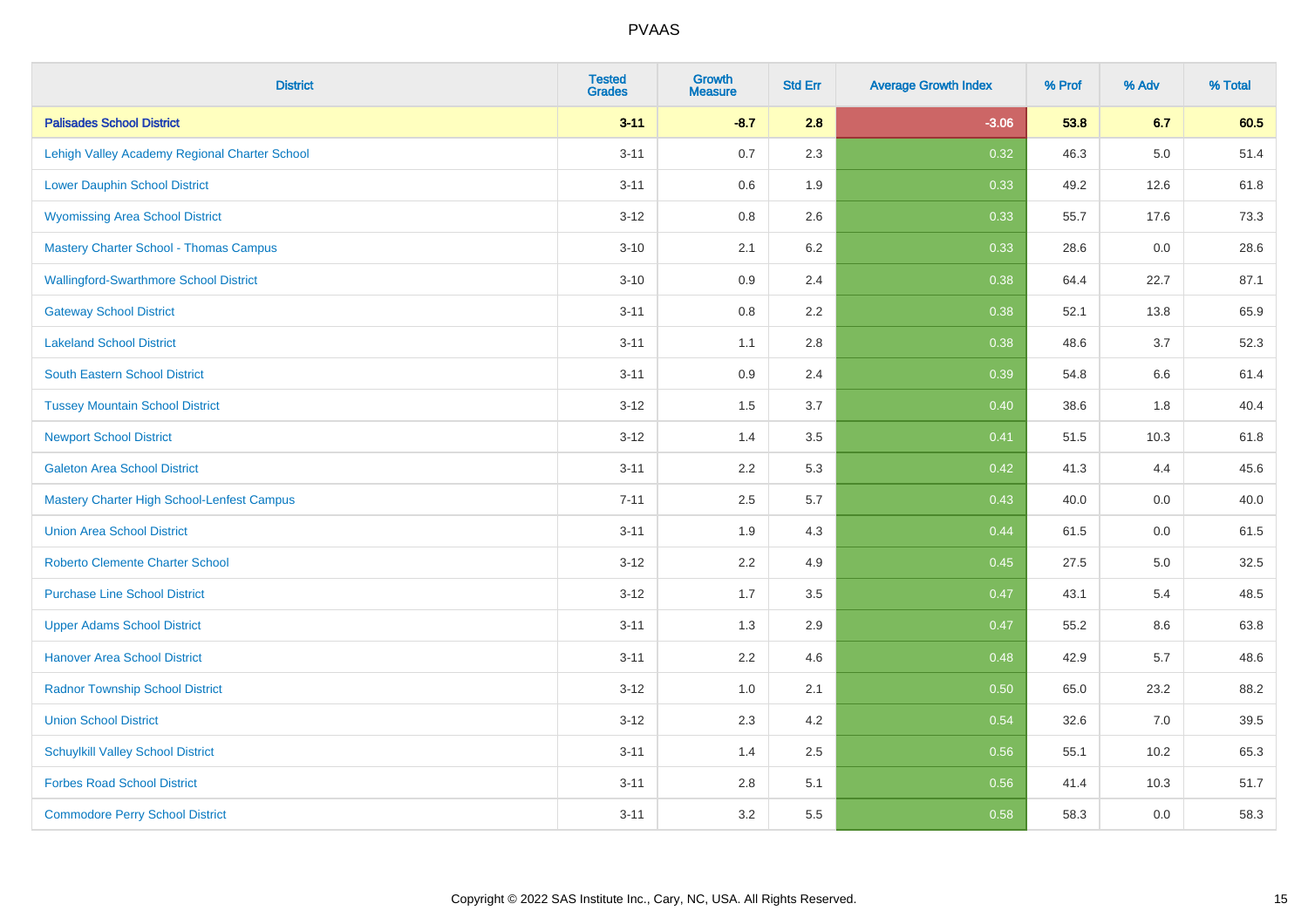# PVAAS

| District | Tested Grades | Growth Measure | Std Err | Average Growth Index | % Prof | % Adv | % Total |
|---|---|---|---|---|---|---|---|
| **Palisades School District** | **3-11** | **-8.7** | **2.8** | **-3.06** | **53.8** | **6.7** | **60.5** |
| Lehigh Valley Academy Regional Charter School | 3-11 | 0.7 | 2.3 | 0.32 | 46.3 | 5.0 | 51.4 |
| Lower Dauphin School District | 3-11 | 0.6 | 1.9 | 0.33 | 49.2 | 12.6 | 61.8 |
| Wyomissing Area School District | 3-12 | 0.8 | 2.6 | 0.33 | 55.7 | 17.6 | 73.3 |
| Mastery Charter School - Thomas Campus | 3-10 | 2.1 | 6.2 | 0.33 | 28.6 | 0.0 | 28.6 |
| Wallingford-Swarthmore School District | 3-10 | 0.9 | 2.4 | 0.38 | 64.4 | 22.7 | 87.1 |
| Gateway School District | 3-11 | 0.8 | 2.2 | 0.38 | 52.1 | 13.8 | 65.9 |
| Lakeland School District | 3-11 | 1.1 | 2.8 | 0.38 | 48.6 | 3.7 | 52.3 |
| South Eastern School District | 3-11 | 0.9 | 2.4 | 0.39 | 54.8 | 6.6 | 61.4 |
| Tussey Mountain School District | 3-12 | 1.5 | 3.7 | 0.40 | 38.6 | 1.8 | 40.4 |
| Newport School District | 3-12 | 1.4 | 3.5 | 0.41 | 51.5 | 10.3 | 61.8 |
| Galeton Area School District | 3-11 | 2.2 | 5.3 | 0.42 | 41.3 | 4.4 | 45.6 |
| Mastery Charter High School-Lenfest Campus | 7-11 | 2.5 | 5.7 | 0.43 | 40.0 | 0.0 | 40.0 |
| Union Area School District | 3-11 | 1.9 | 4.3 | 0.44 | 61.5 | 0.0 | 61.5 |
| Roberto Clemente Charter School | 3-12 | 2.2 | 4.9 | 0.45 | 27.5 | 5.0 | 32.5 |
| Purchase Line School District | 3-12 | 1.7 | 3.5 | 0.47 | 43.1 | 5.4 | 48.5 |
| Upper Adams School District | 3-11 | 1.3 | 2.9 | 0.47 | 55.2 | 8.6 | 63.8 |
| Hanover Area School District | 3-11 | 2.2 | 4.6 | 0.48 | 42.9 | 5.7 | 48.6 |
| Radnor Township School District | 3-12 | 1.0 | 2.1 | 0.50 | 65.0 | 23.2 | 88.2 |
| Union School District | 3-12 | 2.3 | 4.2 | 0.54 | 32.6 | 7.0 | 39.5 |
| Schuylkill Valley School District | 3-11 | 1.4 | 2.5 | 0.56 | 55.1 | 10.2 | 65.3 |
| Forbes Road School District | 3-11 | 2.8 | 5.1 | 0.56 | 41.4 | 10.3 | 51.7 |
| Commodore Perry School District | 3-11 | 3.2 | 5.5 | 0.58 | 58.3 | 0.0 | 58.3 |

Copyright © 2022 SAS Institute Inc., Cary, NC, USA. All Rights Reserved.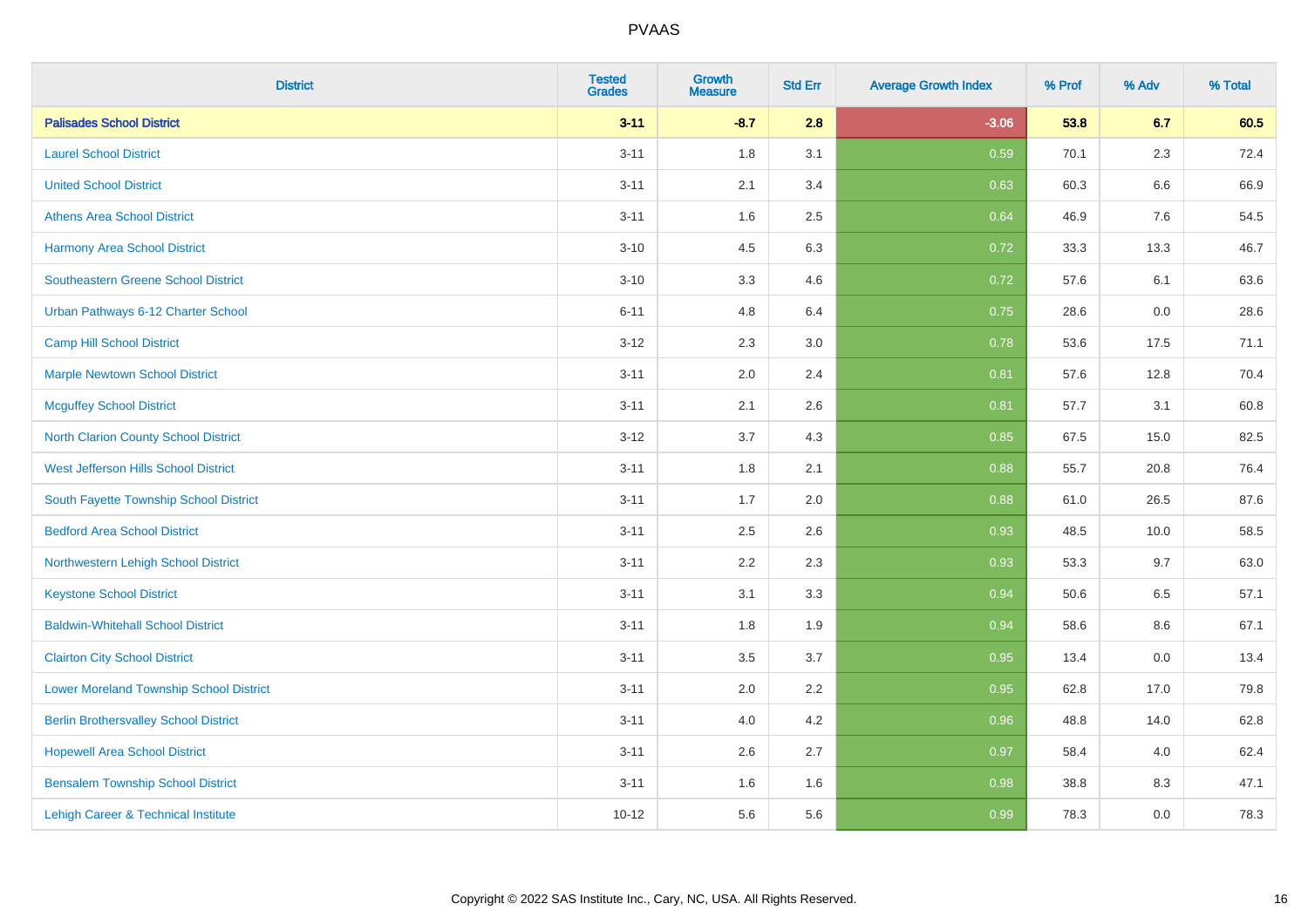| District | Tested Grades | Growth Measure | Std Err | Average Growth Index | % Prof | % Adv | % Total |
|---|---|---|---|---|---|---|---|
| **Palisades School District** | **3-11** | **-8.7** | **2.8** | **-3.06** | **53.8** | **6.7** | **60.5** |
| Laurel School District | 3-11 | 1.8 | 3.1 | 0.59 | 70.1 | 2.3 | 72.4 |
| United School District | 3-11 | 2.1 | 3.4 | 0.63 | 60.3 | 6.6 | 66.9 |
| Athens Area School District | 3-11 | 1.6 | 2.5 | 0.64 | 46.9 | 7.6 | 54.5 |
| Harmony Area School District | 3-10 | 4.5 | 6.3 | 0.72 | 33.3 | 13.3 | 46.7 |
| Southeastern Greene School District | 3-10 | 3.3 | 4.6 | 0.72 | 57.6 | 6.1 | 63.6 |
| Urban Pathways 6-12 Charter School | 6-11 | 4.8 | 6.4 | 0.75 | 28.6 | 0.0 | 28.6 |
| Camp Hill School District | 3-12 | 2.3 | 3.0 | 0.78 | 53.6 | 17.5 | 71.1 |
| Marple Newtown School District | 3-11 | 2.0 | 2.4 | 0.81 | 57.6 | 12.8 | 70.4 |
| Mcguffey School District | 3-11 | 2.1 | 2.6 | 0.81 | 57.7 | 3.1 | 60.8 |
| North Clarion County School District | 3-12 | 3.7 | 4.3 | 0.85 | 67.5 | 15.0 | 82.5 |
| West Jefferson Hills School District | 3-11 | 1.8 | 2.1 | 0.88 | 55.7 | 20.8 | 76.4 |
| South Fayette Township School District | 3-11 | 1.7 | 2.0 | 0.88 | 61.0 | 26.5 | 87.6 |
| Bedford Area School District | 3-11 | 2.5 | 2.6 | 0.93 | 48.5 | 10.0 | 58.5 |
| Northwestern Lehigh School District | 3-11 | 2.2 | 2.3 | 0.93 | 53.3 | 9.7 | 63.0 |
| Keystone School District | 3-11 | 3.1 | 3.3 | 0.94 | 50.6 | 6.5 | 57.1 |
| Baldwin-Whitehall School District | 3-11 | 1.8 | 1.9 | 0.94 | 58.6 | 8.6 | 67.1 |
| Clairton City School District | 3-11 | 3.5 | 3.7 | 0.95 | 13.4 | 0.0 | 13.4 |
| Lower Moreland Township School District | 3-11 | 2.0 | 2.2 | 0.95 | 62.8 | 17.0 | 79.8 |
| Berlin Brothersvalley School District | 3-11 | 4.0 | 4.2 | 0.96 | 48.8 | 14.0 | 62.8 |
| Hopewell Area School District | 3-11 | 2.6 | 2.7 | 0.97 | 58.4 | 4.0 | 62.4 |
| Bensalem Township School District | 3-11 | 1.6 | 1.6 | 0.98 | 38.8 | 8.3 | 47.1 |
| Lehigh Career & Technical Institute | 10-12 | 5.6 | 5.6 | 0.99 | 78.3 | 0.0 | 78.3 |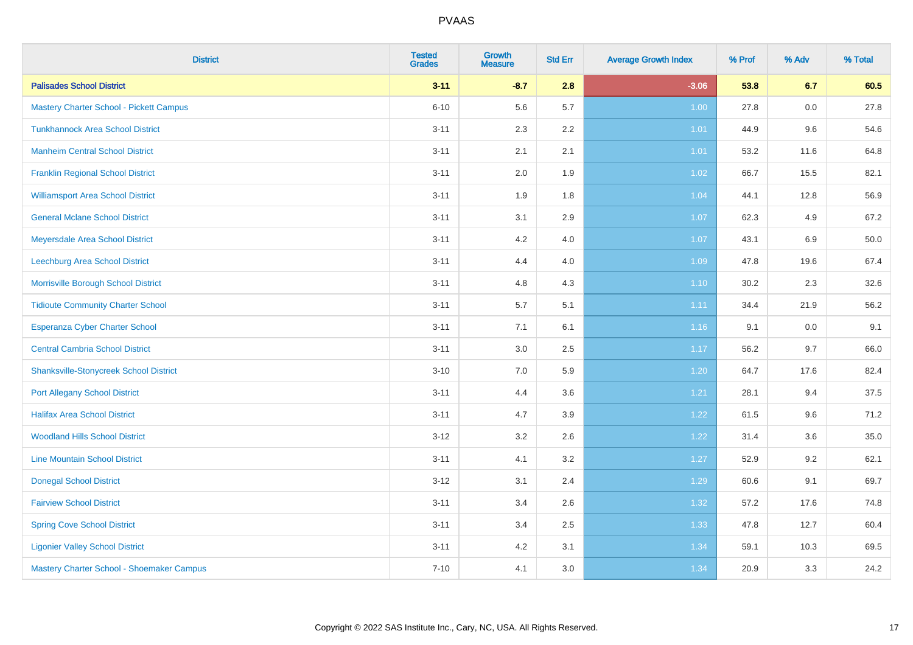| District | Tested Grades | Growth Measure | Std Err | Average Growth Index | % Prof | % Adv | % Total |
|---|---|---|---|---|---|---|---|
| **Palisades School District** | **3-11** | **-8.7** | **2.8** | **-3.06** | **53.8** | **6.7** | **60.5** |
| Mastery Charter School - Pickett Campus | 6-10 | 5.6 | 5.7 | 1.00 | 27.8 | 0.0 | 27.8 |
| Tunkhannock Area School District | 3-11 | 2.3 | 2.2 | 1.01 | 44.9 | 9.6 | 54.6 |
| Manheim Central School District | 3-11 | 2.1 | 2.1 | 1.01 | 53.2 | 11.6 | 64.8 |
| Franklin Regional School District | 3-11 | 2.0 | 1.9 | 1.02 | 66.7 | 15.5 | 82.1 |
| Williamsport Area School District | 3-11 | 1.9 | 1.8 | 1.04 | 44.1 | 12.8 | 56.9 |
| General Mclane School District | 3-11 | 3.1 | 2.9 | 1.07 | 62.3 | 4.9 | 67.2 |
| Meyersdale Area School District | 3-11 | 4.2 | 4.0 | 1.07 | 43.1 | 6.9 | 50.0 |
| Leechburg Area School District | 3-11 | 4.4 | 4.0 | 1.09 | 47.8 | 19.6 | 67.4 |
| Morrisville Borough School District | 3-11 | 4.8 | 4.3 | 1.10 | 30.2 | 2.3 | 32.6 |
| Tidioute Community Charter School | 3-11 | 5.7 | 5.1 | 1.11 | 34.4 | 21.9 | 56.2 |
| Esperanza Cyber Charter School | 3-11 | 7.1 | 6.1 | 1.16 | 9.1 | 0.0 | 9.1 |
| Central Cambria School District | 3-11 | 3.0 | 2.5 | 1.17 | 56.2 | 9.7 | 66.0 |
| Shanksville-Stonycreek School District | 3-10 | 7.0 | 5.9 | 1.20 | 64.7 | 17.6 | 82.4 |
| Port Allegany School District | 3-11 | 4.4 | 3.6 | 1.21 | 28.1 | 9.4 | 37.5 |
| Halifax Area School District | 3-11 | 4.7 | 3.9 | 1.22 | 61.5 | 9.6 | 71.2 |
| Woodland Hills School District | 3-12 | 3.2 | 2.6 | 1.22 | 31.4 | 3.6 | 35.0 |
| Line Mountain School District | 3-11 | 4.1 | 3.2 | 1.27 | 52.9 | 9.2 | 62.1 |
| Donegal School District | 3-12 | 3.1 | 2.4 | 1.29 | 60.6 | 9.1 | 69.7 |
| Fairview School District | 3-11 | 3.4 | 2.6 | 1.32 | 57.2 | 17.6 | 74.8 |
| Spring Cove School District | 3-11 | 3.4 | 2.5 | 1.33 | 47.8 | 12.7 | 60.4 |
| Ligonier Valley School District | 3-11 | 4.2 | 3.1 | 1.34 | 59.1 | 10.3 | 69.5 |
| Mastery Charter School - Shoemaker Campus | 7-10 | 4.1 | 3.0 | 1.34 | 20.9 | 3.3 | 24.2 |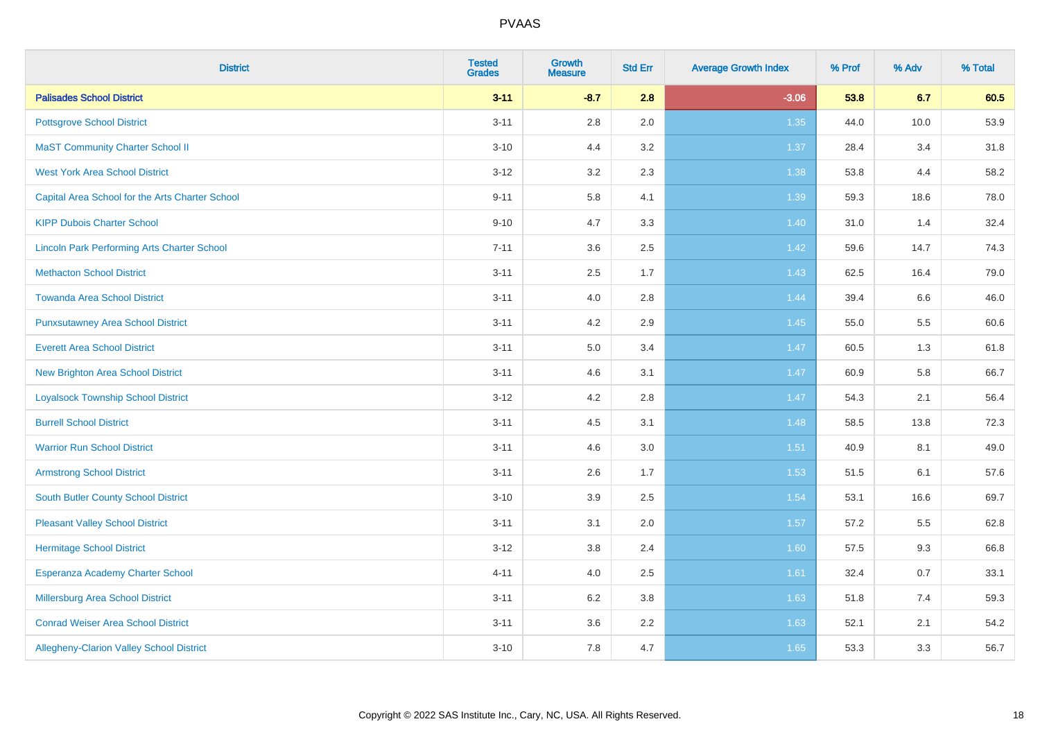| District | Tested Grades | Growth Measure | Std Err | Average Growth Index | % Prof | % Adv | % Total |
|---|---|---|---|---|---|---|---|
| **Palisades School District** | **3-11** | **-8.7** | **2.8** | **-3.06** | **53.8** | **6.7** | **60.5** |
| Pottsgrove School District | 3-11 | 2.8 | 2.0 | 1.35 | 44.0 | 10.0 | 53.9 |
| MaST Community Charter School II | 3-10 | 4.4 | 3.2 | 1.37 | 28.4 | 3.4 | 31.8 |
| West York Area School District | 3-12 | 3.2 | 2.3 | 1.38 | 53.8 | 4.4 | 58.2 |
| Capital Area School for the Arts Charter School | 9-11 | 5.8 | 4.1 | 1.39 | 59.3 | 18.6 | 78.0 |
| KIPP Dubois Charter School | 9-10 | 4.7 | 3.3 | 1.40 | 31.0 | 1.4 | 32.4 |
| Lincoln Park Performing Arts Charter School | 7-11 | 3.6 | 2.5 | 1.42 | 59.6 | 14.7 | 74.3 |
| Methacton School District | 3-11 | 2.5 | 1.7 | 1.43 | 62.5 | 16.4 | 79.0 |
| Towanda Area School District | 3-11 | 4.0 | 2.8 | 1.44 | 39.4 | 6.6 | 46.0 |
| Punxsutawney Area School District | 3-11 | 4.2 | 2.9 | 1.45 | 55.0 | 5.5 | 60.6 |
| Everett Area School District | 3-11 | 5.0 | 3.4 | 1.47 | 60.5 | 1.3 | 61.8 |
| New Brighton Area School District | 3-11 | 4.6 | 3.1 | 1.47 | 60.9 | 5.8 | 66.7 |
| Loyalsock Township School District | 3-12 | 4.2 | 2.8 | 1.47 | 54.3 | 2.1 | 56.4 |
| Burrell School District | 3-11 | 4.5 | 3.1 | 1.48 | 58.5 | 13.8 | 72.3 |
| Warrior Run School District | 3-11 | 4.6 | 3.0 | 1.51 | 40.9 | 8.1 | 49.0 |
| Armstrong School District | 3-11 | 2.6 | 1.7 | 1.53 | 51.5 | 6.1 | 57.6 |
| South Butler County School District | 3-10 | 3.9 | 2.5 | 1.54 | 53.1 | 16.6 | 69.7 |
| Pleasant Valley School District | 3-11 | 3.1 | 2.0 | 1.57 | 57.2 | 5.5 | 62.8 |
| Hermitage School District | 3-12 | 3.8 | 2.4 | 1.60 | 57.5 | 9.3 | 66.8 |
| Esperanza Academy Charter School | 4-11 | 4.0 | 2.5 | 1.61 | 32.4 | 0.7 | 33.1 |
| Millersburg Area School District | 3-11 | 6.2 | 3.8 | 1.63 | 51.8 | 7.4 | 59.3 |
| Conrad Weiser Area School District | 3-11 | 3.6 | 2.2 | 1.63 | 52.1 | 2.1 | 54.2 |
| Allegheny-Clarion Valley School District | 3-10 | 7.8 | 4.7 | 1.65 | 53.3 | 3.3 | 56.7 |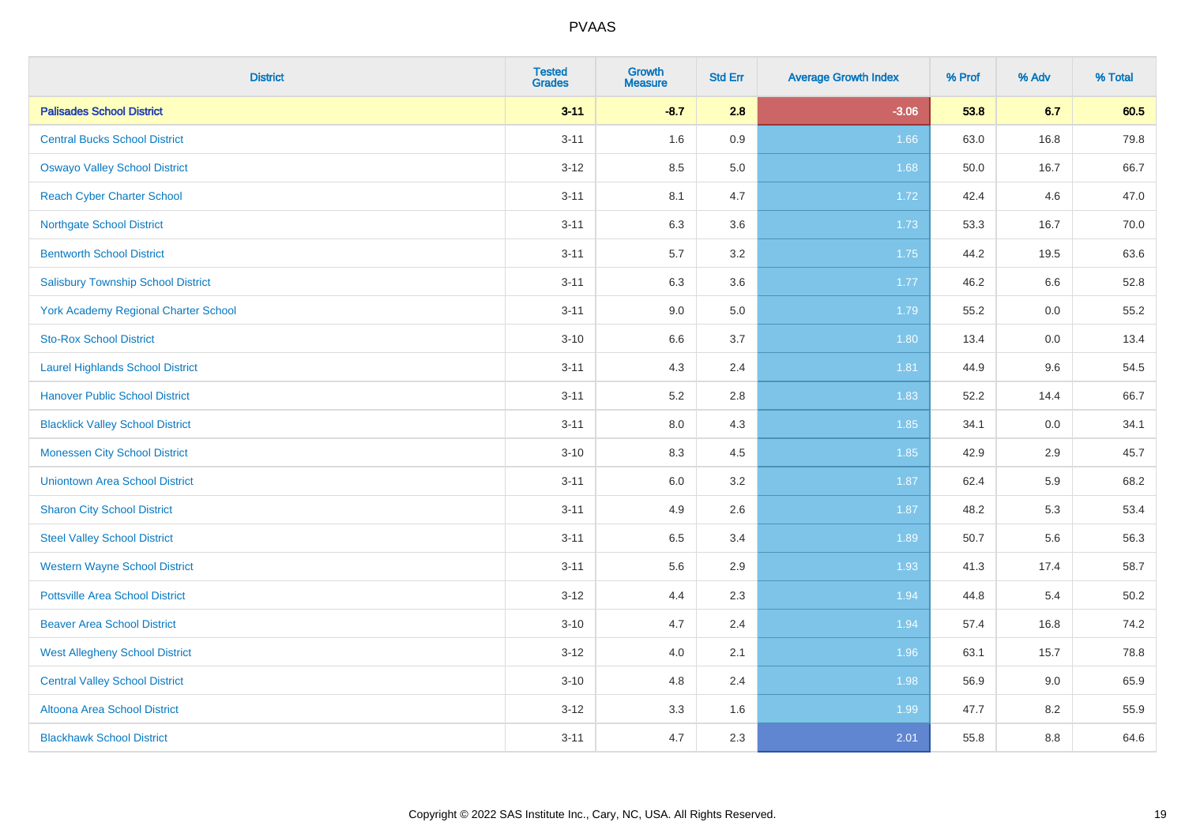| District | Tested Grades | Growth Measure | Std Err | Average Growth Index | % Prof | % Adv | % Total |
|---|---|---|---|---|---|---|---|
| **Palisades School District** | **3-11** | **-8.7** | **2.8** | **-3.06** | **53.8** | **6.7** | **60.5** |
| Central Bucks School District | 3-11 | 1.6 | 0.9 | 1.66 | 63.0 | 16.8 | 79.8 |
| Oswayo Valley School District | 3-12 | 8.5 | 5.0 | 1.68 | 50.0 | 16.7 | 66.7 |
| Reach Cyber Charter School | 3-11 | 8.1 | 4.7 | 1.72 | 42.4 | 4.6 | 47.0 |
| Northgate School District | 3-11 | 6.3 | 3.6 | 1.73 | 53.3 | 16.7 | 70.0 |
| Bentworth School District | 3-11 | 5.7 | 3.2 | 1.75 | 44.2 | 19.5 | 63.6 |
| Salisbury Township School District | 3-11 | 6.3 | 3.6 | 1.77 | 46.2 | 6.6 | 52.8 |
| York Academy Regional Charter School | 3-11 | 9.0 | 5.0 | 1.79 | 55.2 | 0.0 | 55.2 |
| Sto-Rox School District | 3-10 | 6.6 | 3.7 | 1.80 | 13.4 | 0.0 | 13.4 |
| Laurel Highlands School District | 3-11 | 4.3 | 2.4 | 1.81 | 44.9 | 9.6 | 54.5 |
| Hanover Public School District | 3-11 | 5.2 | 2.8 | 1.83 | 52.2 | 14.4 | 66.7 |
| Blacklick Valley School District | 3-11 | 8.0 | 4.3 | 1.85 | 34.1 | 0.0 | 34.1 |
| Monessen City School District | 3-10 | 8.3 | 4.5 | 1.85 | 42.9 | 2.9 | 45.7 |
| Uniontown Area School District | 3-11 | 6.0 | 3.2 | 1.87 | 62.4 | 5.9 | 68.2 |
| Sharon City School District | 3-11 | 4.9 | 2.6 | 1.87 | 48.2 | 5.3 | 53.4 |
| Steel Valley School District | 3-11 | 6.5 | 3.4 | 1.89 | 50.7 | 5.6 | 56.3 |
| Western Wayne School District | 3-11 | 5.6 | 2.9 | 1.93 | 41.3 | 17.4 | 58.7 |
| Pottsville Area School District | 3-12 | 4.4 | 2.3 | 1.94 | 44.8 | 5.4 | 50.2 |
| Beaver Area School District | 3-10 | 4.7 | 2.4 | 1.94 | 57.4 | 16.8 | 74.2 |
| West Allegheny School District | 3-12 | 4.0 | 2.1 | 1.96 | 63.1 | 15.7 | 78.8 |
| Central Valley School District | 3-10 | 4.8 | 2.4 | 1.98 | 56.9 | 9.0 | 65.9 |
| Altoona Area School District | 3-12 | 3.3 | 1.6 | 1.99 | 47.7 | 8.2 | 55.9 |
| Blackhawk School District | 3-11 | 4.7 | 2.3 | 2.01 | 55.8 | 8.8 | 64.6 |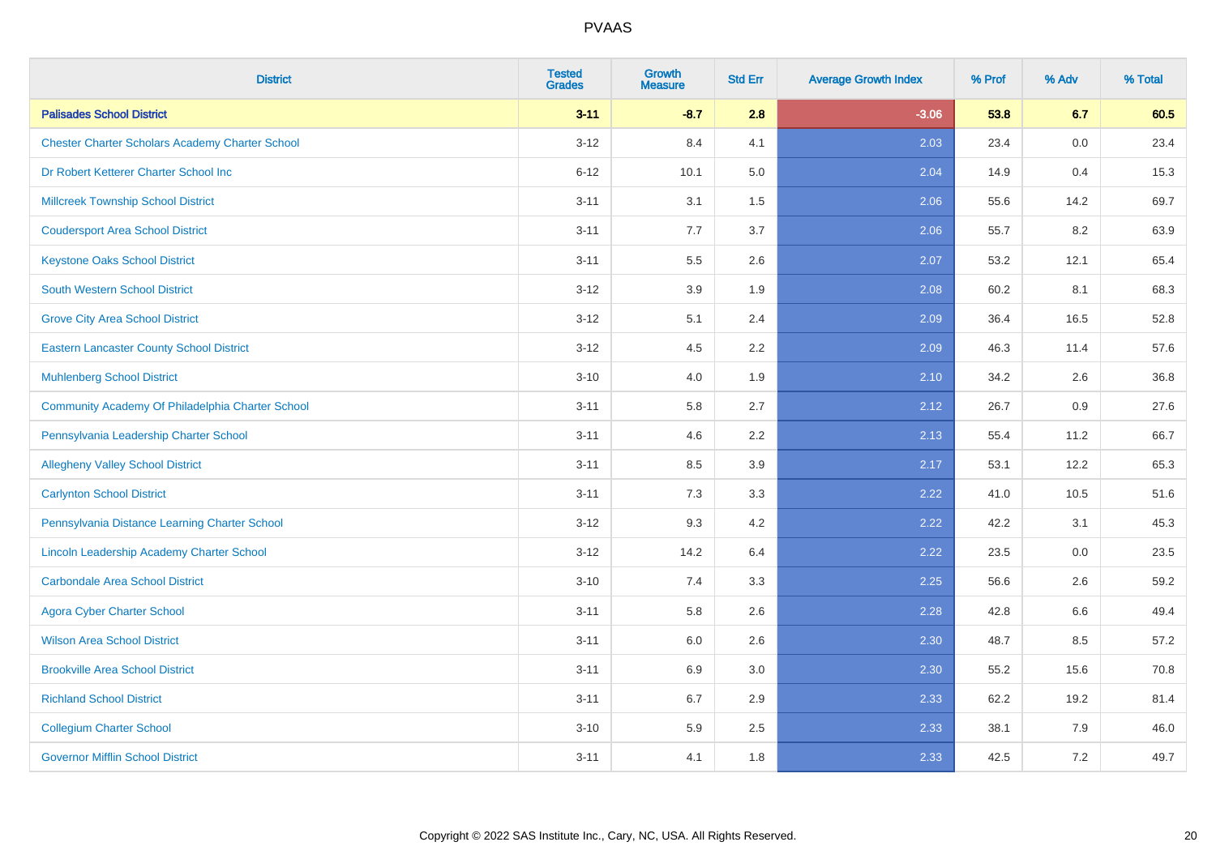| District | Tested Grades | Growth Measure | Std Err | Average Growth Index | % Prof | % Adv | % Total |
|---|---|---|---|---|---|---|---|
| **Palisades School District** | **3-11** | **-8.7** | **2.8** | **-3.06** | **53.8** | **6.7** | **60.5** |
| Chester Charter Scholars Academy Charter School | 3-12 | 8.4 | 4.1 | 2.03 | 23.4 | 0.0 | 23.4 |
| Dr Robert Ketterer Charter School Inc | 6-12 | 10.1 | 5.0 | 2.04 | 14.9 | 0.4 | 15.3 |
| Millcreek Township School District | 3-11 | 3.1 | 1.5 | 2.06 | 55.6 | 14.2 | 69.7 |
| Coudersport Area School District | 3-11 | 7.7 | 3.7 | 2.06 | 55.7 | 8.2 | 63.9 |
| Keystone Oaks School District | 3-11 | 5.5 | 2.6 | 2.07 | 53.2 | 12.1 | 65.4 |
| South Western School District | 3-12 | 3.9 | 1.9 | 2.08 | 60.2 | 8.1 | 68.3 |
| Grove City Area School District | 3-12 | 5.1 | 2.4 | 2.09 | 36.4 | 16.5 | 52.8 |
| Eastern Lancaster County School District | 3-12 | 4.5 | 2.2 | 2.09 | 46.3 | 11.4 | 57.6 |
| Muhlenberg School District | 3-10 | 4.0 | 1.9 | 2.10 | 34.2 | 2.6 | 36.8 |
| Community Academy Of Philadelphia Charter School | 3-11 | 5.8 | 2.7 | 2.12 | 26.7 | 0.9 | 27.6 |
| Pennsylvania Leadership Charter School | 3-11 | 4.6 | 2.2 | 2.13 | 55.4 | 11.2 | 66.7 |
| Allegheny Valley School District | 3-11 | 8.5 | 3.9 | 2.17 | 53.1 | 12.2 | 65.3 |
| Carlynton School District | 3-11 | 7.3 | 3.3 | 2.22 | 41.0 | 10.5 | 51.6 |
| Pennsylvania Distance Learning Charter School | 3-12 | 9.3 | 4.2 | 2.22 | 42.2 | 3.1 | 45.3 |
| Lincoln Leadership Academy Charter School | 3-12 | 14.2 | 6.4 | 2.22 | 23.5 | 0.0 | 23.5 |
| Carbondale Area School District | 3-10 | 7.4 | 3.3 | 2.25 | 56.6 | 2.6 | 59.2 |
| Agora Cyber Charter School | 3-11 | 5.8 | 2.6 | 2.28 | 42.8 | 6.6 | 49.4 |
| Wilson Area School District | 3-11 | 6.0 | 2.6 | 2.30 | 48.7 | 8.5 | 57.2 |
| Brookville Area School District | 3-11 | 6.9 | 3.0 | 2.30 | 55.2 | 15.6 | 70.8 |
| Richland School District | 3-11 | 6.7 | 2.9 | 2.33 | 62.2 | 19.2 | 81.4 |
| Collegium Charter School | 3-10 | 5.9 | 2.5 | 2.33 | 38.1 | 7.9 | 46.0 |
| Governor Mifflin School District | 3-11 | 4.1 | 1.8 | 2.33 | 42.5 | 7.2 | 49.7 |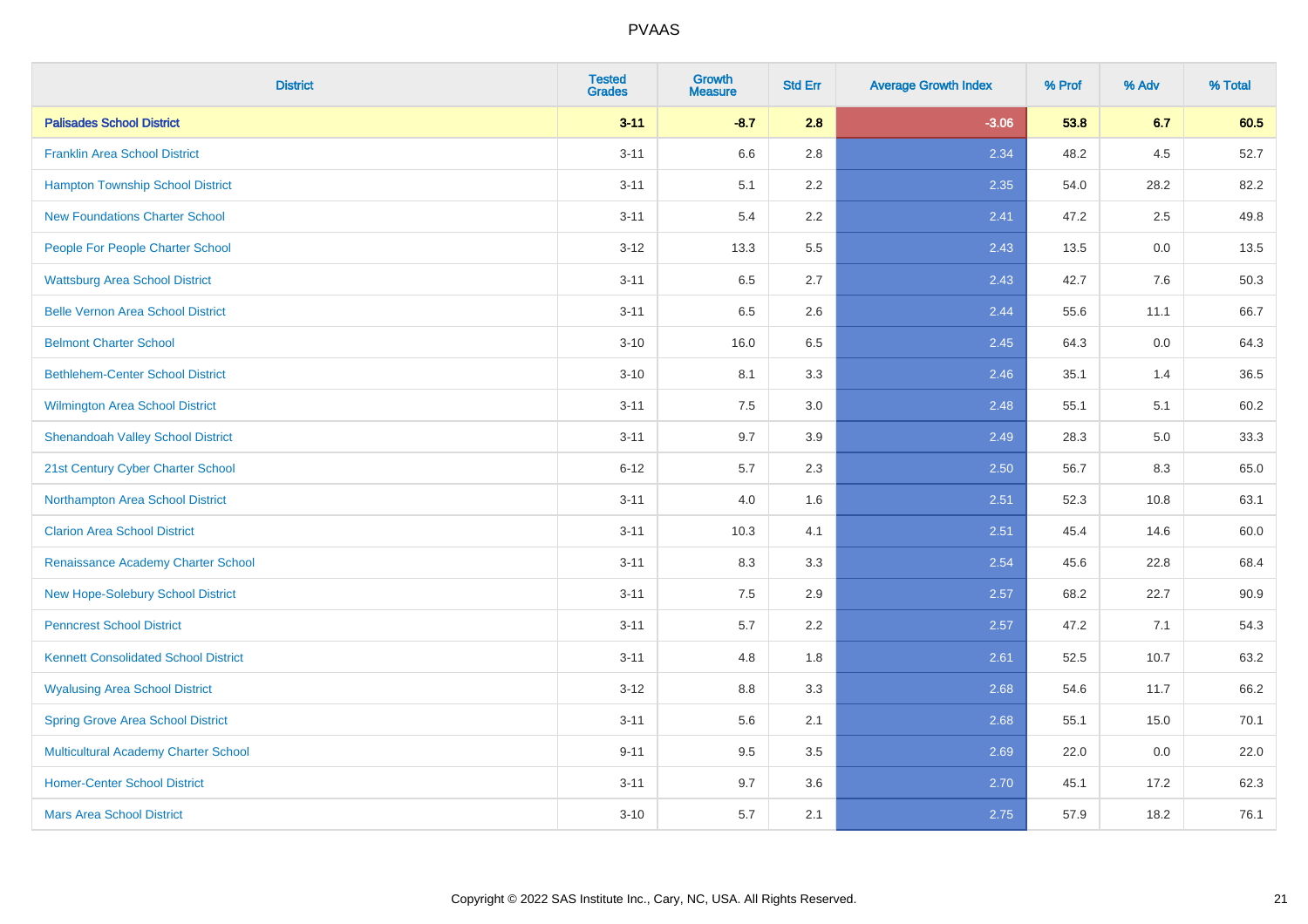| District | Tested Grades | Growth Measure | Std Err | Average Growth Index | % Prof | % Adv | % Total |
|---|---|---|---|---|---|---|---|
| **Palisades School District** | **3-11** | **-8.7** | **2.8** | **-3.06** | **53.8** | **6.7** | **60.5** |
| Franklin Area School District | 3-11 | 6.6 | 2.8 | 2.34 | 48.2 | 4.5 | 52.7 |
| Hampton Township School District | 3-11 | 5.1 | 2.2 | 2.35 | 54.0 | 28.2 | 82.2 |
| New Foundations Charter School | 3-11 | 5.4 | 2.2 | 2.41 | 47.2 | 2.5 | 49.8 |
| People For People Charter School | 3-12 | 13.3 | 5.5 | 2.43 | 13.5 | 0.0 | 13.5 |
| Wattsburg Area School District | 3-11 | 6.5 | 2.7 | 2.43 | 42.7 | 7.6 | 50.3 |
| Belle Vernon Area School District | 3-11 | 6.5 | 2.6 | 2.44 | 55.6 | 11.1 | 66.7 |
| Belmont Charter School | 3-10 | 16.0 | 6.5 | 2.45 | 64.3 | 0.0 | 64.3 |
| Bethlehem-Center School District | 3-10 | 8.1 | 3.3 | 2.46 | 35.1 | 1.4 | 36.5 |
| Wilmington Area School District | 3-11 | 7.5 | 3.0 | 2.48 | 55.1 | 5.1 | 60.2 |
| Shenandoah Valley School District | 3-11 | 9.7 | 3.9 | 2.49 | 28.3 | 5.0 | 33.3 |
| 21st Century Cyber Charter School | 6-12 | 5.7 | 2.3 | 2.50 | 56.7 | 8.3 | 65.0 |
| Northampton Area School District | 3-11 | 4.0 | 1.6 | 2.51 | 52.3 | 10.8 | 63.1 |
| Clarion Area School District | 3-11 | 10.3 | 4.1 | 2.51 | 45.4 | 14.6 | 60.0 |
| Renaissance Academy Charter School | 3-11 | 8.3 | 3.3 | 2.54 | 45.6 | 22.8 | 68.4 |
| New Hope-Solebury School District | 3-11 | 7.5 | 2.9 | 2.57 | 68.2 | 22.7 | 90.9 |
| Penncrest School District | 3-11 | 5.7 | 2.2 | 2.57 | 47.2 | 7.1 | 54.3 |
| Kennett Consolidated School District | 3-11 | 4.8 | 1.8 | 2.61 | 52.5 | 10.7 | 63.2 |
| Wyalusing Area School District | 3-12 | 8.8 | 3.3 | 2.68 | 54.6 | 11.7 | 66.2 |
| Spring Grove Area School District | 3-11 | 5.6 | 2.1 | 2.68 | 55.1 | 15.0 | 70.1 |
| Multicultural Academy Charter School | 9-11 | 9.5 | 3.5 | 2.69 | 22.0 | 0.0 | 22.0 |
| Homer-Center School District | 3-11 | 9.7 | 3.6 | 2.70 | 45.1 | 17.2 | 62.3 |
| Mars Area School District | 3-10 | 5.7 | 2.1 | 2.75 | 57.9 | 18.2 | 76.1 |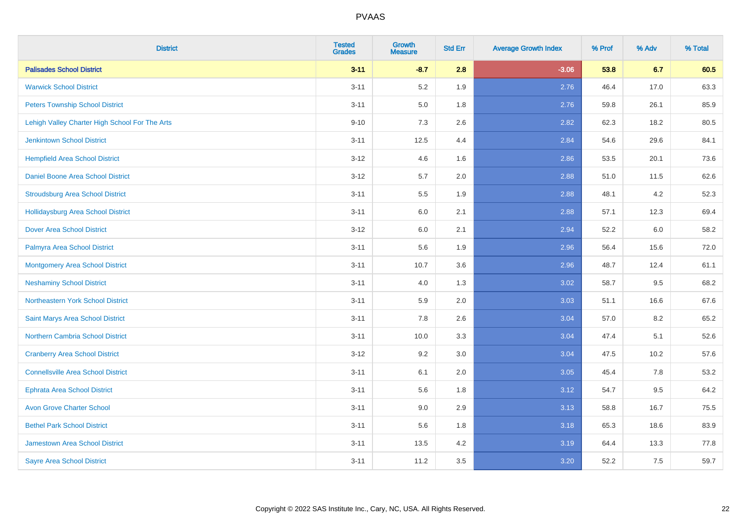# PVAAS

| District | Tested Grades | Growth Measure | Std Err | Average Growth Index | % Prof | % Adv | % Total |
|---|---|---|---|---|---|---|---|
| **Palisades School District** | **3-11** | **-8.7** | **2.8** | **-3.06** | **53.8** | **6.7** | **60.5** |
| Warwick School District | 3-11 | 5.2 | 1.9 | 2.76 | 46.4 | 17.0 | 63.3 |
| Peters Township School District | 3-11 | 5.0 | 1.8 | 2.76 | 59.8 | 26.1 | 85.9 |
| Lehigh Valley Charter High School For The Arts | 9-10 | 7.3 | 2.6 | 2.82 | 62.3 | 18.2 | 80.5 |
| Jenkintown School District | 3-11 | 12.5 | 4.4 | 2.84 | 54.6 | 29.6 | 84.1 |
| Hempfield Area School District | 3-12 | 4.6 | 1.6 | 2.86 | 53.5 | 20.1 | 73.6 |
| Daniel Boone Area School District | 3-12 | 5.7 | 2.0 | 2.88 | 51.0 | 11.5 | 62.6 |
| Stroudsburg Area School District | 3-11 | 5.5 | 1.9 | 2.88 | 48.1 | 4.2 | 52.3 |
| Hollidaysburg Area School District | 3-11 | 6.0 | 2.1 | 2.88 | 57.1 | 12.3 | 69.4 |
| Dover Area School District | 3-12 | 6.0 | 2.1 | 2.94 | 52.2 | 6.0 | 58.2 |
| Palmyra Area School District | 3-11 | 5.6 | 1.9 | 2.96 | 56.4 | 15.6 | 72.0 |
| Montgomery Area School District | 3-11 | 10.7 | 3.6 | 2.96 | 48.7 | 12.4 | 61.1 |
| Neshaminy School District | 3-11 | 4.0 | 1.3 | 3.02 | 58.7 | 9.5 | 68.2 |
| Northeastern York School District | 3-11 | 5.9 | 2.0 | 3.03 | 51.1 | 16.6 | 67.6 |
| Saint Marys Area School District | 3-11 | 7.8 | 2.6 | 3.04 | 57.0 | 8.2 | 65.2 |
| Northern Cambria School District | 3-11 | 10.0 | 3.3 | 3.04 | 47.4 | 5.1 | 52.6 |
| Cranberry Area School District | 3-12 | 9.2 | 3.0 | 3.04 | 47.5 | 10.2 | 57.6 |
| Connellsville Area School District | 3-11 | 6.1 | 2.0 | 3.05 | 45.4 | 7.8 | 53.2 |
| Ephrata Area School District | 3-11 | 5.6 | 1.8 | 3.12 | 54.7 | 9.5 | 64.2 |
| Avon Grove Charter School | 3-11 | 9.0 | 2.9 | 3.13 | 58.8 | 16.7 | 75.5 |
| Bethel Park School District | 3-11 | 5.6 | 1.8 | 3.18 | 65.3 | 18.6 | 83.9 |
| Jamestown Area School District | 3-11 | 13.5 | 4.2 | 3.19 | 64.4 | 13.3 | 77.8 |
| Sayre Area School District | 3-11 | 11.2 | 3.5 | 3.20 | 52.2 | 7.5 | 59.7 |

Copyright © 2022 SAS Institute Inc., Cary, NC, USA. All Rights Reserved.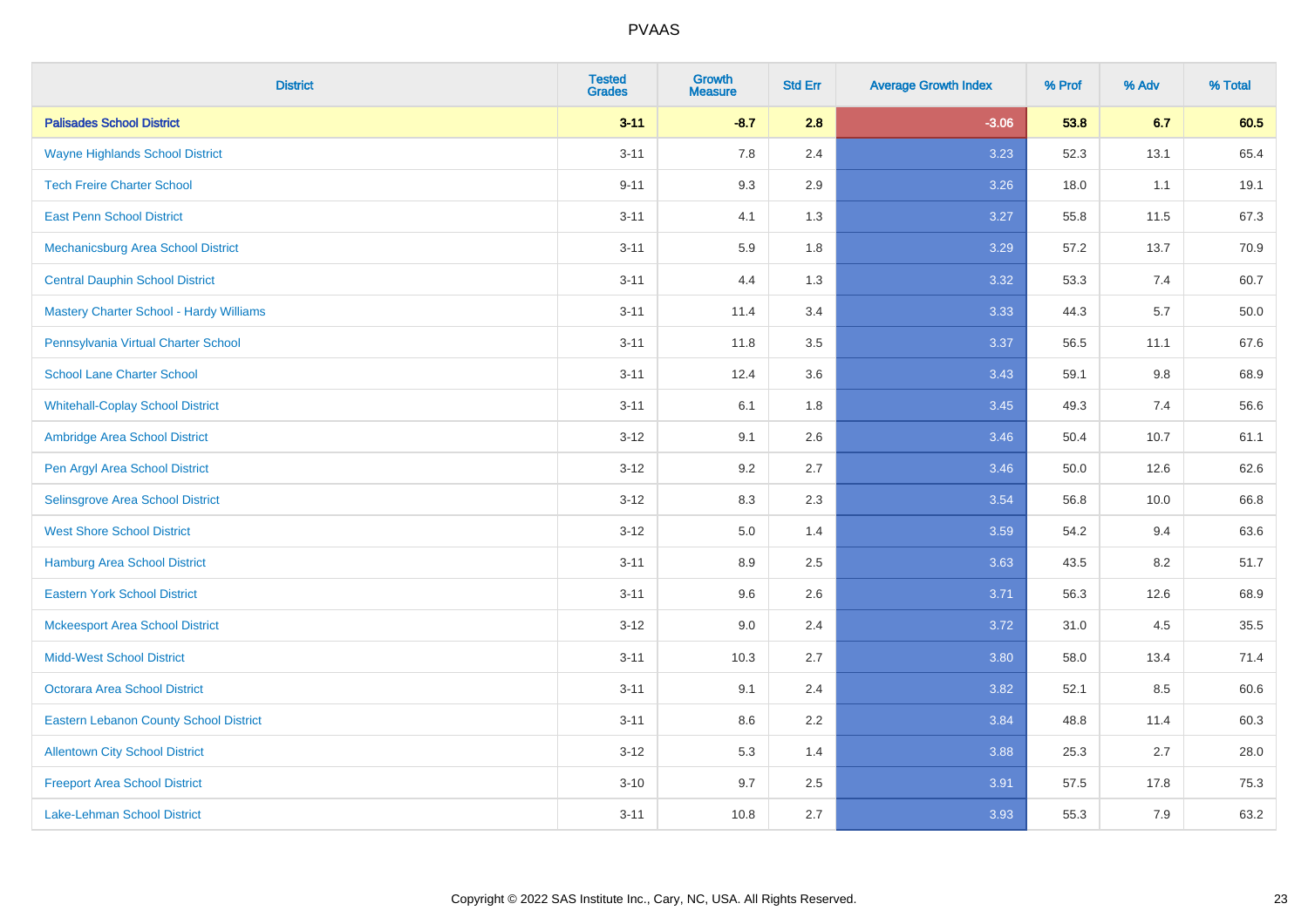# PVAAS

| District | Tested Grades | Growth Measure | Std Err | Average Growth Index | % Prof | % Adv | % Total |
|---|---|---|---|---|---|---|---|
| **Palisades School District** | **3-11** | **-8.7** | **2.8** | **-3.06** | **53.8** | **6.7** | **60.5** |
| Wayne Highlands School District | 3-11 | 7.8 | 2.4 | 3.23 | 52.3 | 13.1 | 65.4 |
| Tech Freire Charter School | 9-11 | 9.3 | 2.9 | 3.26 | 18.0 | 1.1 | 19.1 |
| East Penn School District | 3-11 | 4.1 | 1.3 | 3.27 | 55.8 | 11.5 | 67.3 |
| Mechanicsburg Area School District | 3-11 | 5.9 | 1.8 | 3.29 | 57.2 | 13.7 | 70.9 |
| Central Dauphin School District | 3-11 | 4.4 | 1.3 | 3.32 | 53.3 | 7.4 | 60.7 |
| Mastery Charter School - Hardy Williams | 3-11 | 11.4 | 3.4 | 3.33 | 44.3 | 5.7 | 50.0 |
| Pennsylvania Virtual Charter School | 3-11 | 11.8 | 3.5 | 3.37 | 56.5 | 11.1 | 67.6 |
| School Lane Charter School | 3-11 | 12.4 | 3.6 | 3.43 | 59.1 | 9.8 | 68.9 |
| Whitehall-Coplay School District | 3-11 | 6.1 | 1.8 | 3.45 | 49.3 | 7.4 | 56.6 |
| Ambridge Area School District | 3-12 | 9.1 | 2.6 | 3.46 | 50.4 | 10.7 | 61.1 |
| Pen Argyl Area School District | 3-12 | 9.2 | 2.7 | 3.46 | 50.0 | 12.6 | 62.6 |
| Selinsgrove Area School District | 3-12 | 8.3 | 2.3 | 3.54 | 56.8 | 10.0 | 66.8 |
| West Shore School District | 3-12 | 5.0 | 1.4 | 3.59 | 54.2 | 9.4 | 63.6 |
| Hamburg Area School District | 3-11 | 8.9 | 2.5 | 3.63 | 43.5 | 8.2 | 51.7 |
| Eastern York School District | 3-11 | 9.6 | 2.6 | 3.71 | 56.3 | 12.6 | 68.9 |
| Mckeesport Area School District | 3-12 | 9.0 | 2.4 | 3.72 | 31.0 | 4.5 | 35.5 |
| Midd-West School District | 3-11 | 10.3 | 2.7 | 3.80 | 58.0 | 13.4 | 71.4 |
| Octorara Area School District | 3-11 | 9.1 | 2.4 | 3.82 | 52.1 | 8.5 | 60.6 |
| Eastern Lebanon County School District | 3-11 | 8.6 | 2.2 | 3.84 | 48.8 | 11.4 | 60.3 |
| Allentown City School District | 3-12 | 5.3 | 1.4 | 3.88 | 25.3 | 2.7 | 28.0 |
| Freeport Area School District | 3-10 | 9.7 | 2.5 | 3.91 | 57.5 | 17.8 | 75.3 |
| Lake-Lehman School District | 3-11 | 10.8 | 2.7 | 3.93 | 55.3 | 7.9 | 63.2 |

Copyright © 2022 SAS Institute Inc., Cary, NC, USA. All Rights Reserved.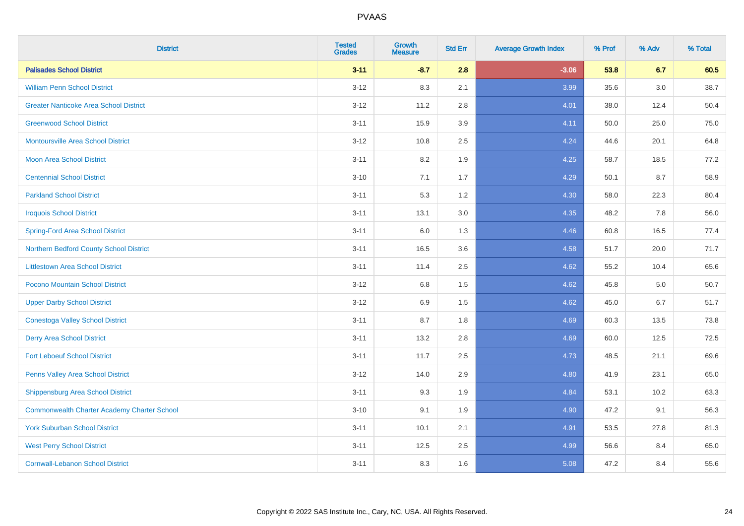# PVAAS

| District | Tested Grades | Growth Measure | Std Err | Average Growth Index | % Prof | % Adv | % Total |
|---|---|---|---|---|---|---|---|
| **Palisades School District** | **3-11** | **-8.7** | **2.8** | **-3.06** | **53.8** | **6.7** | **60.5** |
| William Penn School District | 3-12 | 8.3 | 2.1 | 3.99 | 35.6 | 3.0 | 38.7 |
| Greater Nanticoke Area School District | 3-12 | 11.2 | 2.8 | 4.01 | 38.0 | 12.4 | 50.4 |
| Greenwood School District | 3-11 | 15.9 | 3.9 | 4.11 | 50.0 | 25.0 | 75.0 |
| Montoursville Area School District | 3-12 | 10.8 | 2.5 | 4.24 | 44.6 | 20.1 | 64.8 |
| Moon Area School District | 3-11 | 8.2 | 1.9 | 4.25 | 58.7 | 18.5 | 77.2 |
| Centennial School District | 3-10 | 7.1 | 1.7 | 4.29 | 50.1 | 8.7 | 58.9 |
| Parkland School District | 3-11 | 5.3 | 1.2 | 4.30 | 58.0 | 22.3 | 80.4 |
| Iroquois School District | 3-11 | 13.1 | 3.0 | 4.35 | 48.2 | 7.8 | 56.0 |
| Spring-Ford Area School District | 3-11 | 6.0 | 1.3 | 4.46 | 60.8 | 16.5 | 77.4 |
| Northern Bedford County School District | 3-11 | 16.5 | 3.6 | 4.58 | 51.7 | 20.0 | 71.7 |
| Littlestown Area School District | 3-11 | 11.4 | 2.5 | 4.62 | 55.2 | 10.4 | 65.6 |
| Pocono Mountain School District | 3-12 | 6.8 | 1.5 | 4.62 | 45.8 | 5.0 | 50.7 |
| Upper Darby School District | 3-12 | 6.9 | 1.5 | 4.62 | 45.0 | 6.7 | 51.7 |
| Conestoga Valley School District | 3-11 | 8.7 | 1.8 | 4.69 | 60.3 | 13.5 | 73.8 |
| Derry Area School District | 3-11 | 13.2 | 2.8 | 4.69 | 60.0 | 12.5 | 72.5 |
| Fort Leboeuf School District | 3-11 | 11.7 | 2.5 | 4.73 | 48.5 | 21.1 | 69.6 |
| Penns Valley Area School District | 3-12 | 14.0 | 2.9 | 4.80 | 41.9 | 23.1 | 65.0 |
| Shippensburg Area School District | 3-11 | 9.3 | 1.9 | 4.84 | 53.1 | 10.2 | 63.3 |
| Commonwealth Charter Academy Charter School | 3-10 | 9.1 | 1.9 | 4.90 | 47.2 | 9.1 | 56.3 |
| York Suburban School District | 3-11 | 10.1 | 2.1 | 4.91 | 53.5 | 27.8 | 81.3 |
| West Perry School District | 3-11 | 12.5 | 2.5 | 4.99 | 56.6 | 8.4 | 65.0 |
| Cornwall-Lebanon School District | 3-11 | 8.3 | 1.6 | 5.08 | 47.2 | 8.4 | 55.6 |

Copyright © 2022 SAS Institute Inc., Cary, NC, USA. All Rights Reserved.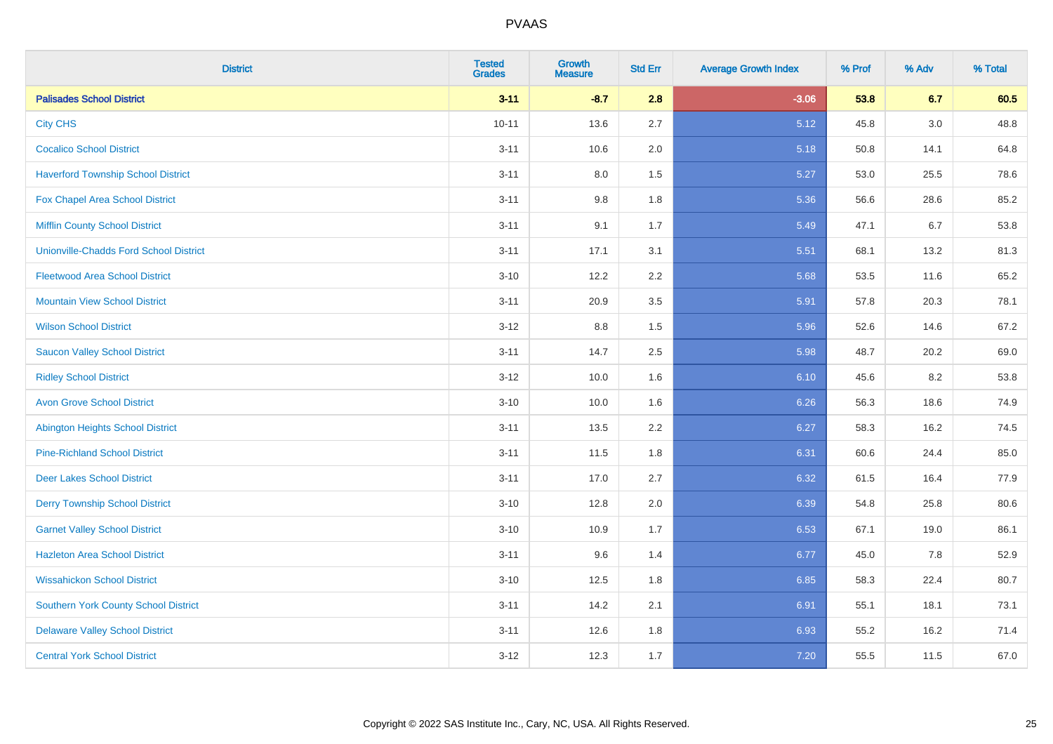| District | Tested Grades | Growth Measure | Std Err | Average Growth Index | % Prof | % Adv | % Total |
|---|---|---|---|---|---|---|---|
| **Palisades School District** | **3-11** | **-8.7** | **2.8** | **-3.06** | **53.8** | **6.7** | **60.5** |
| City CHS | 10-11 | 13.6 | 2.7 | 5.12 | 45.8 | 3.0 | 48.8 |
| Cocalico School District | 3-11 | 10.6 | 2.0 | 5.18 | 50.8 | 14.1 | 64.8 |
| Haverford Township School District | 3-11 | 8.0 | 1.5 | 5.27 | 53.0 | 25.5 | 78.6 |
| Fox Chapel Area School District | 3-11 | 9.8 | 1.8 | 5.36 | 56.6 | 28.6 | 85.2 |
| Mifflin County School District | 3-11 | 9.1 | 1.7 | 5.49 | 47.1 | 6.7 | 53.8 |
| Unionville-Chadds Ford School District | 3-11 | 17.1 | 3.1 | 5.51 | 68.1 | 13.2 | 81.3 |
| Fleetwood Area School District | 3-10 | 12.2 | 2.2 | 5.68 | 53.5 | 11.6 | 65.2 |
| Mountain View School District | 3-11 | 20.9 | 3.5 | 5.91 | 57.8 | 20.3 | 78.1 |
| Wilson School District | 3-12 | 8.8 | 1.5 | 5.96 | 52.6 | 14.6 | 67.2 |
| Saucon Valley School District | 3-11 | 14.7 | 2.5 | 5.98 | 48.7 | 20.2 | 69.0 |
| Ridley School District | 3-12 | 10.0 | 1.6 | 6.10 | 45.6 | 8.2 | 53.8 |
| Avon Grove School District | 3-10 | 10.0 | 1.6 | 6.26 | 56.3 | 18.6 | 74.9 |
| Abington Heights School District | 3-11 | 13.5 | 2.2 | 6.27 | 58.3 | 16.2 | 74.5 |
| Pine-Richland School District | 3-11 | 11.5 | 1.8 | 6.31 | 60.6 | 24.4 | 85.0 |
| Deer Lakes School District | 3-11 | 17.0 | 2.7 | 6.32 | 61.5 | 16.4 | 77.9 |
| Derry Township School District | 3-10 | 12.8 | 2.0 | 6.39 | 54.8 | 25.8 | 80.6 |
| Garnet Valley School District | 3-10 | 10.9 | 1.7 | 6.53 | 67.1 | 19.0 | 86.1 |
| Hazleton Area School District | 3-11 | 9.6 | 1.4 | 6.77 | 45.0 | 7.8 | 52.9 |
| Wissahickon School District | 3-10 | 12.5 | 1.8 | 6.85 | 58.3 | 22.4 | 80.7 |
| Southern York County School District | 3-11 | 14.2 | 2.1 | 6.91 | 55.1 | 18.1 | 73.1 |
| Delaware Valley School District | 3-11 | 12.6 | 1.8 | 6.93 | 55.2 | 16.2 | 71.4 |
| Central York School District | 3-12 | 12.3 | 1.7 | 7.20 | 55.5 | 11.5 | 67.0 |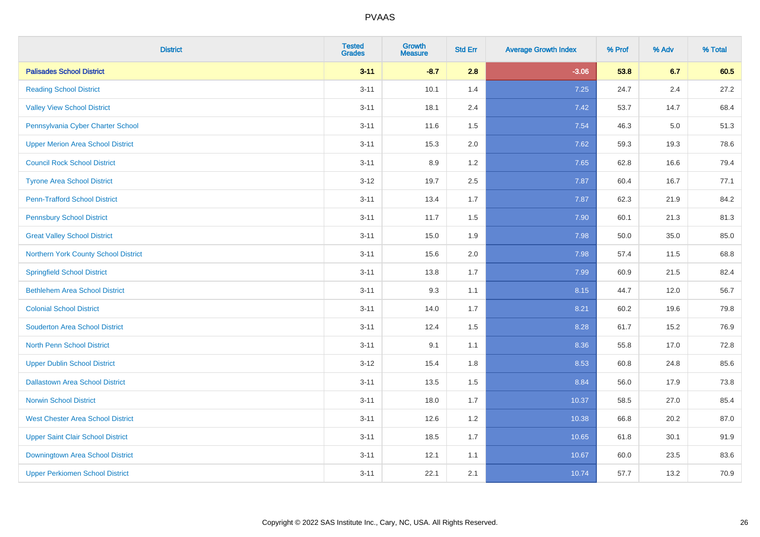PVAAS

| District | Tested Grades | Growth Measure | Std Err | Average Growth Index | % Prof | % Adv | % Total |
|---|---|---|---|---|---|---|---|
| **Palisades School District** | **3-11** | **-8.7** | **2.8** | **-3.06** | **53.8** | **6.7** | **60.5** |
| Reading School District | 3-11 | 10.1 | 1.4 | 7.25 | 24.7 | 2.4 | 27.2 |
| Valley View School District | 3-11 | 18.1 | 2.4 | 7.42 | 53.7 | 14.7 | 68.4 |
| Pennsylvania Cyber Charter School | 3-11 | 11.6 | 1.5 | 7.54 | 46.3 | 5.0 | 51.3 |
| Upper Merion Area School District | 3-11 | 15.3 | 2.0 | 7.62 | 59.3 | 19.3 | 78.6 |
| Council Rock School District | 3-11 | 8.9 | 1.2 | 7.65 | 62.8 | 16.6 | 79.4 |
| Tyrone Area School District | 3-12 | 19.7 | 2.5 | 7.87 | 60.4 | 16.7 | 77.1 |
| Penn-Trafford School District | 3-11 | 13.4 | 1.7 | 7.87 | 62.3 | 21.9 | 84.2 |
| Pennsbury School District | 3-11 | 11.7 | 1.5 | 7.90 | 60.1 | 21.3 | 81.3 |
| Great Valley School District | 3-11 | 15.0 | 1.9 | 7.98 | 50.0 | 35.0 | 85.0 |
| Northern York County School District | 3-11 | 15.6 | 2.0 | 7.98 | 57.4 | 11.5 | 68.8 |
| Springfield School District | 3-11 | 13.8 | 1.7 | 7.99 | 60.9 | 21.5 | 82.4 |
| Bethlehem Area School District | 3-11 | 9.3 | 1.1 | 8.15 | 44.7 | 12.0 | 56.7 |
| Colonial School District | 3-11 | 14.0 | 1.7 | 8.21 | 60.2 | 19.6 | 79.8 |
| Souderton Area School District | 3-11 | 12.4 | 1.5 | 8.28 | 61.7 | 15.2 | 76.9 |
| North Penn School District | 3-11 | 9.1 | 1.1 | 8.36 | 55.8 | 17.0 | 72.8 |
| Upper Dublin School District | 3-12 | 15.4 | 1.8 | 8.53 | 60.8 | 24.8 | 85.6 |
| Dallastown Area School District | 3-11 | 13.5 | 1.5 | 8.84 | 56.0 | 17.9 | 73.8 |
| Norwin School District | 3-11 | 18.0 | 1.7 | 10.37 | 58.5 | 27.0 | 85.4 |
| West Chester Area School District | 3-11 | 12.6 | 1.2 | 10.38 | 66.8 | 20.2 | 87.0 |
| Upper Saint Clair School District | 3-11 | 18.5 | 1.7 | 10.65 | 61.8 | 30.1 | 91.9 |
| Downingtown Area School District | 3-11 | 12.1 | 1.1 | 10.67 | 60.0 | 23.5 | 83.6 |
| Upper Perkiomen School District | 3-11 | 22.1 | 2.1 | 10.74 | 57.7 | 13.2 | 70.9 |

Copyright © 2022 SAS Institute Inc., Cary, NC, USA. All Rights Reserved.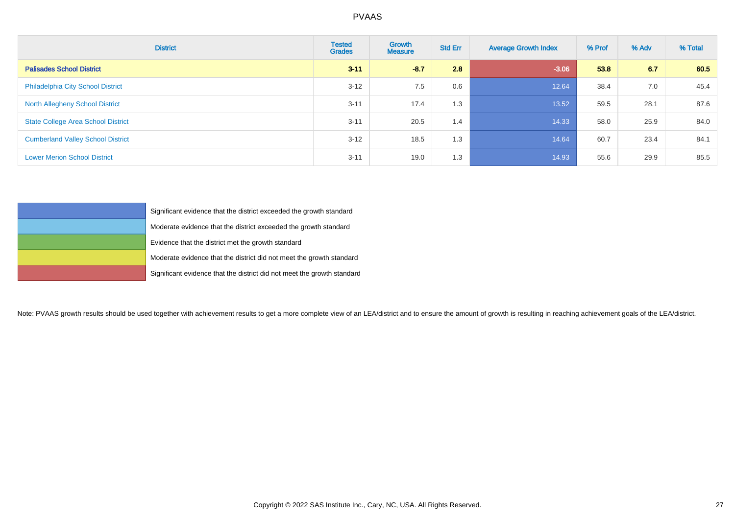PVAAS

| District | Tested Grades | Growth Measure | Std Err | Average Growth Index | % Prof | % Adv | % Total |
|---|---|---|---|---|---|---|---|
| **Palisades School District** | **3-11** | **-8.7** | **2.8** | **-3.06** | **53.8** | **6.7** | **60.5** |
| Philadelphia City School District | 3-12 | 7.5 | 0.6 | 12.64 | 38.4 | 7.0 | 45.4 |
| North Allegheny School District | 3-11 | 17.4 | 1.3 | 13.52 | 59.5 | 28.1 | 87.6 |
| State College Area School District | 3-11 | 20.5 | 1.4 | 14.33 | 58.0 | 25.9 | 84.0 |
| Cumberland Valley School District | 3-12 | 18.5 | 1.3 | 14.64 | 60.7 | 23.4 | 84.1 |
| Lower Merion School District | 3-11 | 19.0 | 1.3 | 14.93 | 55.6 | 29.9 | 85.5 |

Significant evidence that the district exceeded the growth standard

Moderate evidence that the district exceeded the growth standard

Evidence that the district met the growth standard

Moderate evidence that the district did not meet the growth standard

Significant evidence that the district did not meet the growth standard

Note: PVAAS growth results should be used together with achievement results to get a more complete view of an LEA/district and to ensure the amount of growth is resulting in reaching achievement goals of the LEA/district.

Copyright © 2022 SAS Institute Inc., Cary, NC, USA. All Rights Reserved.